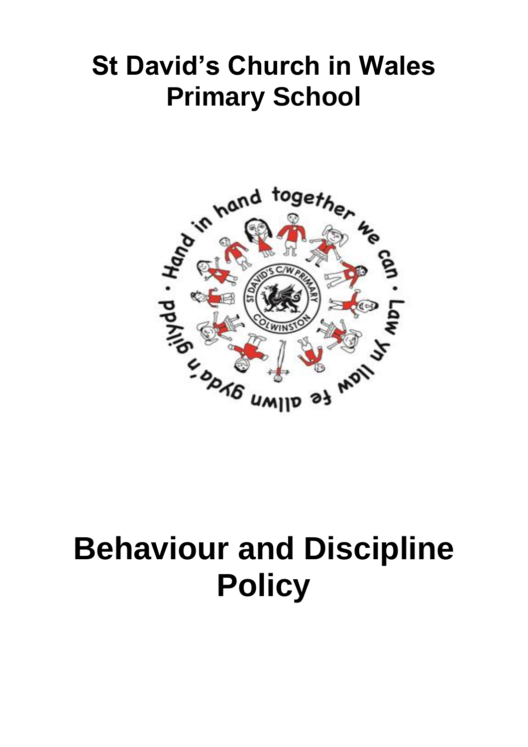# St David's Church in Wales Primary School

# Behaviour and Discipline Policy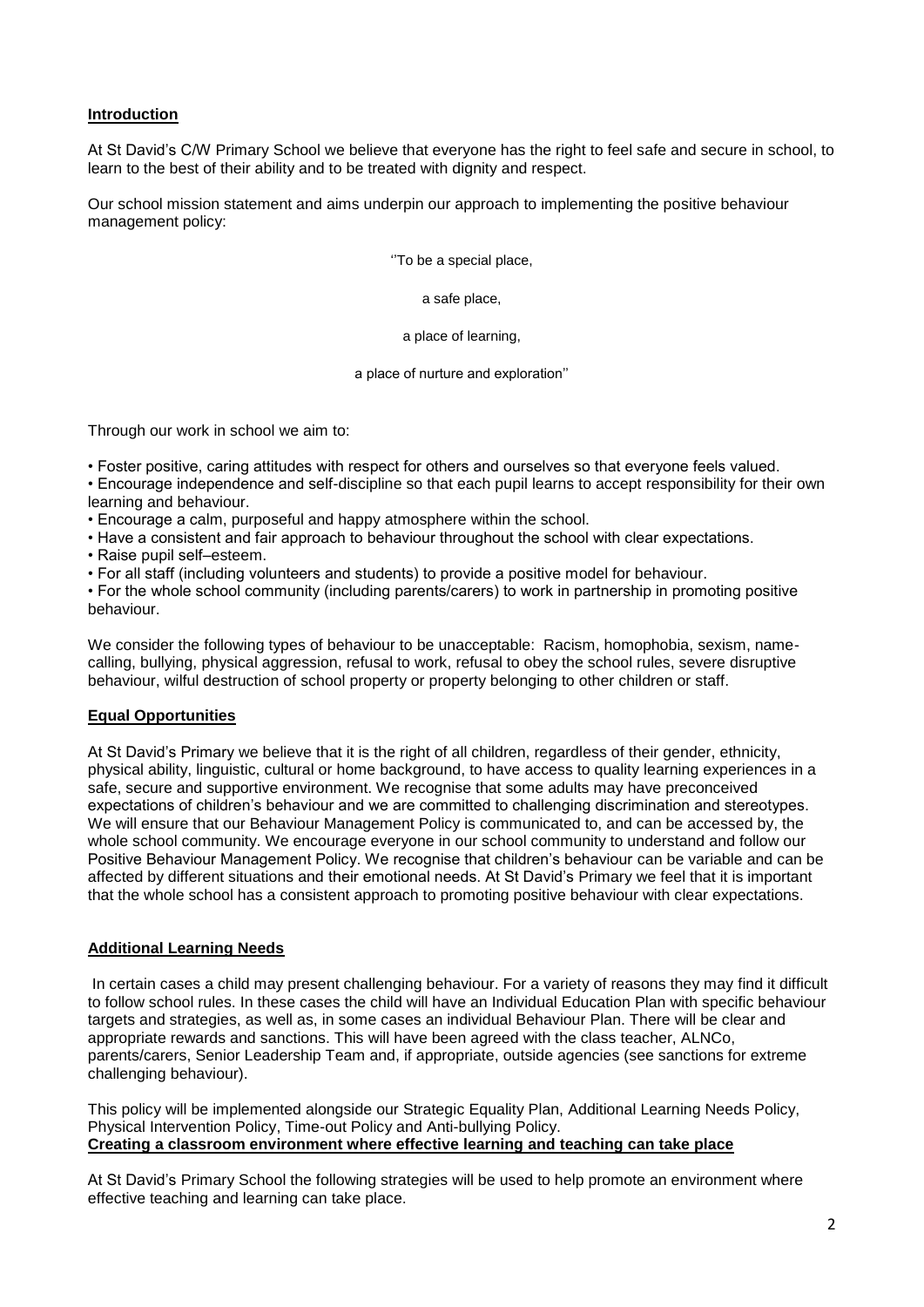## **Introduction**

At St David's C/W Primary School we believe that everyone has the right to feel safe and secure in school, to learn to the best of their ability and to be treated with dignity and respect.

Our school mission statement and aims underpin our approach to implementing the positive behaviour management policy:

''To be a special place,

a safe place,

a place of learning,

a place of nurture and exploration''

Through our work in school we aim to:

- Foster positive, caring attitudes with respect for others and ourselves so that everyone feels valued.
- Encourage independence and self-discipline so that each pupil learns to accept responsibility for their own learning and behaviour.
- Encourage a calm, purposeful and happy atmosphere within the school.
- Have a consistent and fair approach to behaviour throughout the school with clear expectations.
- Raise pupil self–esteem.
- For all staff (including volunteers and students) to provide a positive model for behaviour.
- For the whole school community (including parents/carers) to work in partnership in promoting positive behaviour.

We consider the following types of behaviour to be unacceptable: Racism, homophobia, sexism, name-calling, bullying, physical aggression, refusal to work, refusal to obey the school rules, severe disruptive behaviour, wilful destruction of school property or property belonging to other children or staff.

## **Equal Opportunities**

At St David's Primary we believe that it is the right of all children, regardless of their gender, ethnicity, physical ability, linguistic, cultural or home background, to have access to quality learning experiences in a safe, secure and supportive environment. We recognise that some adults may have preconceived expectations of children's behaviour and we are committed to challenging discrimination and stereotypes. We will ensure that our Behaviour Management Policy is communicated to, and can be accessed by, the whole school community. We encourage everyone in our school community to understand and follow our Positive Behaviour Management Policy. We recognise that children's behaviour can be variable and can be affected by different situations and their emotional needs. At St David's Primary we feel that it is important that the whole school has a consistent approach to promoting positive behaviour with clear expectations.

## **Additional Learning Needs**

In certain cases a child may present challenging behaviour. For a variety of reasons they may find it difficult to follow school rules. In these cases the child will have an Individual Education Plan with specific behaviour targets and strategies, as well as, in some cases an individual Behaviour Plan. There will be clear and appropriate rewards and sanctions. This will have been agreed with the class teacher, ALNCo, parents/carers, Senior Leadership Team and, if appropriate, outside agencies (see sanctions for extreme challenging behaviour).

This policy will be implemented alongside our Strategic Equality Plan, Additional Learning Needs Policy, Physical Intervention Policy, Time-out Policy and Anti-bullying Policy.

## **Creating a classroom environment where effective learning and teaching can take place**

At St David's Primary School the following strategies will be used to help promote an environment where effective teaching and learning can take place.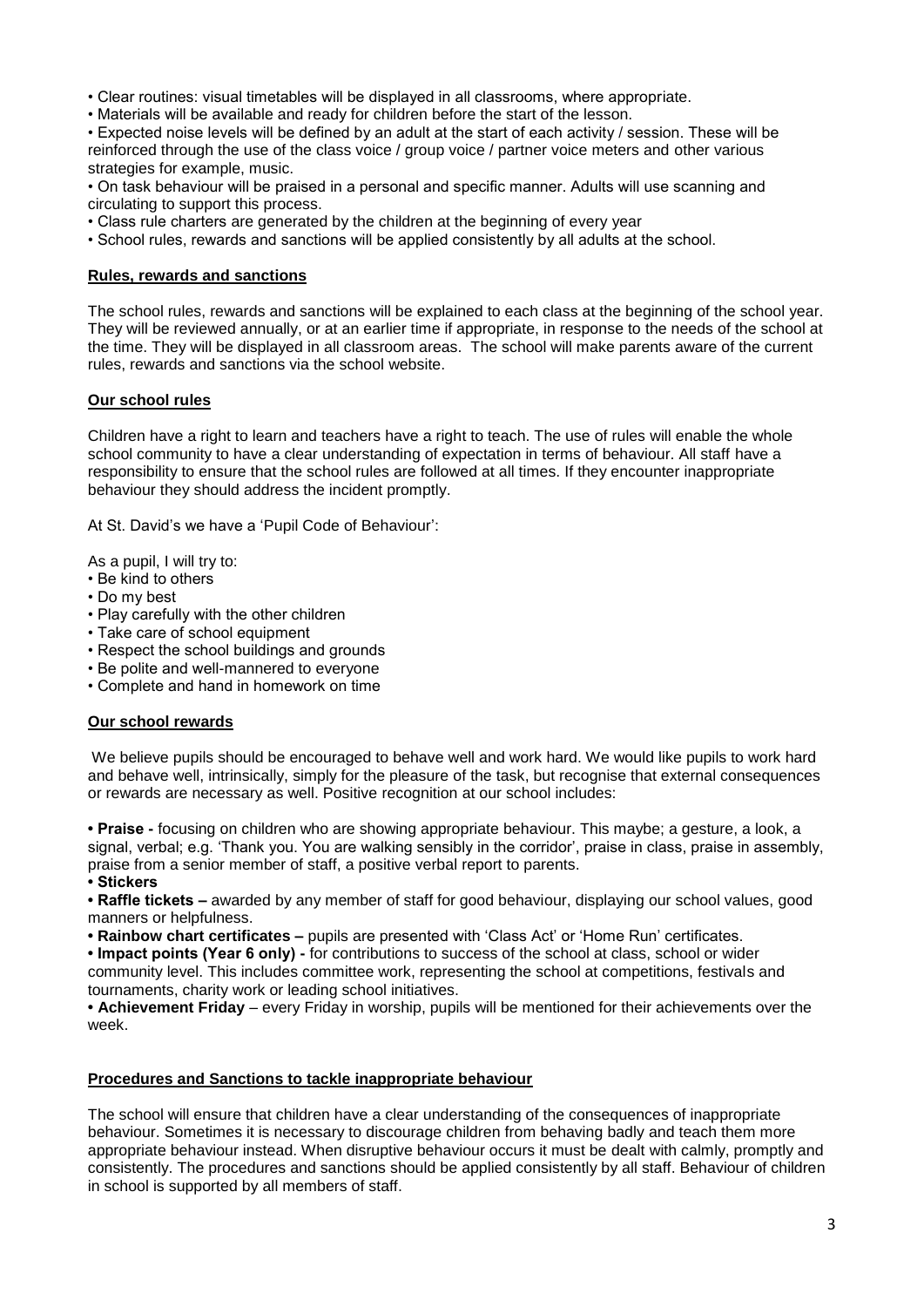- Clear routines: visual timetables will be displayed in all classrooms, where appropriate.
- Materials will be available and ready for children before the start of the lesson.
- Expected noise levels will be defined by an adult at the start of each activity / session. These will be reinforced through the use of the class voice / group voice / partner voice meters and other various strategies for example, music.
- On task behaviour will be praised in a personal and specific manner. Adults will use scanning and circulating to support this process.
- Class rule charters are generated by the children at the beginning of every year
- School rules, rewards and sanctions will be applied consistently by all adults at the school.

## Rules, rewards and sanctions

The school rules, rewards and sanctions will be explained to each class at the beginning of the school year. They will be reviewed annually, or at an earlier time if appropriate, in response to the needs of the school at the time. They will be displayed in all classroom areas. The school will make parents aware of the current rules, rewards and sanctions via the school website.

## Our school rules

Children have a right to learn and teachers have a right to teach. The use of rules will enable the whole school community to have a clear understanding of expectation in terms of behaviour. All staff have a responsibility to ensure that the school rules are followed at all times. If they encounter inappropriate behaviour they should address the incident promptly.

At St. David's we have a 'Pupil Code of Behaviour':

As a pupil, I will try to:

- Be kind to others
- Do my best
- Play carefully with the other children
- Take care of school equipment
- Respect the school buildings and grounds
- Be polite and well-mannered to everyone
- Complete and hand in homework on time

## Our school rewards

We believe pupils should be encouraged to behave well and work hard. We would like pupils to work hard and behave well, intrinsically, simply for the pleasure of the task, but recognise that external consequences or rewards are necessary as well. Positive recognition at our school includes:

- **Praise -** focusing on children who are showing appropriate behaviour. This maybe; a gesture, a look, a signal, verbal; e.g. 'Thank you. You are walking sensibly in the corridor', praise in class, praise in assembly, praise from a senior member of staff, a positive verbal report to parents.
- **Stickers**
- **Raffle tickets –** awarded by any member of staff for good behaviour, displaying our school values, good manners or helpfulness.
- **Rainbow chart certificates –** pupils are presented with 'Class Act' or 'Home Run' certificates.
- **Impact points (Year 6 only) -** for contributions to success of the school at class, school or wider community level. This includes committee work, representing the school at competitions, festivals and tournaments, charity work or leading school initiatives.
- **Achievement Friday** – every Friday in worship, pupils will be mentioned for their achievements over the week.

## Procedures and Sanctions to tackle inappropriate behaviour

The school will ensure that children have a clear understanding of the consequences of inappropriate behaviour. Sometimes it is necessary to discourage children from behaving badly and teach them more appropriate behaviour instead. When disruptive behaviour occurs it must be dealt with calmly, promptly and consistently. The procedures and sanctions should be applied consistently by all staff. Behaviour of children in school is supported by all members of staff.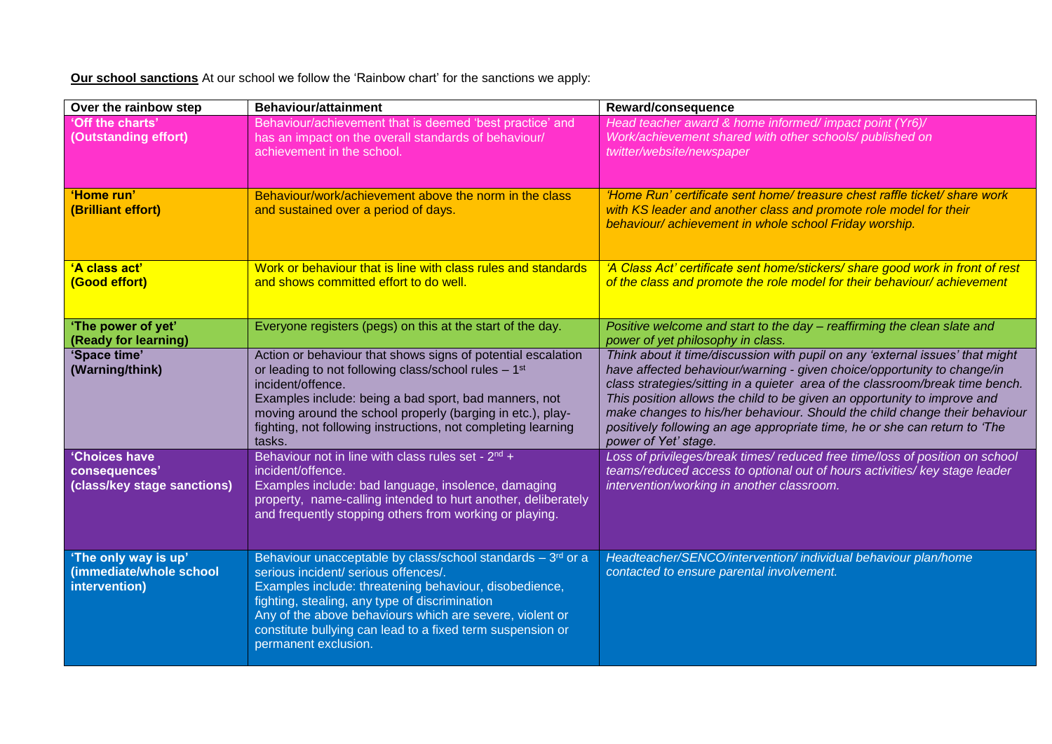**Our school sanctions** At our school we follow the 'Rainbow chart' for the sanctions we apply:

| Over the rainbow step | Behaviour/attainment | Reward/consequence |
|---|---|---|
| **'Off the charts' (Outstanding effort)** | Behaviour/achievement that is deemed 'best practice' and has an impact on the overall standards of behaviour/ achievement in the school. | *Head teacher award & home informed/ impact point (Yr6)/ Work/achievement shared with other schools/ published on twitter/website/newspaper* |
| **'Home run' (Brilliant effort)** | Behaviour/work/achievement above the norm in the class and sustained over a period of days. | *'Home Run' certificate sent home/ treasure chest raffle ticket/ share work with KS leader and another class and promote role model for their behaviour/ achievement in whole school Friday worship.* |
| **'A class act' (Good effort)** | Work or behaviour that is line with class rules and standards and shows committed effort to do well. | *'A Class Act' certificate sent home/stickers/ share good work in front of rest of the class and promote the role model for their behaviour/ achievement* |
| **'The power of yet' (Ready for learning)** | Everyone registers (pegs) on this at the start of the day. | *Positive welcome and start to the day – reaffirming the clean slate and power of yet philosophy in class.* |
| **'Space time' (Warning/think)** | Action or behaviour that shows signs of potential escalation or leading to not following class/school rules – 1st incident/offence. Examples include: being a bad sport, bad manners, not moving around the school properly (barging in etc.), play-fighting, not following instructions, not completing learning tasks. | *Think about it time/discussion with pupil on any 'external issues' that might have affected behaviour/warning - given choice/opportunity to change/in class strategies/sitting in a quieter area of the classroom/break time bench. This position allows the child to be given an opportunity to improve and make changes to his/her behaviour. Should the child change their behaviour positively following an age appropriate time, he or she can return to 'The power of Yet' stage.* |
| **'Choices have consequences' (class/key stage sanctions)** | Behaviour not in line with class rules set - 2nd + incident/offence. Examples include: bad language, insolence, damaging property, name-calling intended to hurt another, deliberately and frequently stopping others from working or playing. | *Loss of privileges/break times/ reduced free time/loss of position on school teams/reduced access to optional out of hours activities/ key stage leader intervention/working in another classroom.* |
| **'The only way is up' (immediate/whole school intervention)** | Behaviour unacceptable by class/school standards – 3rd or a serious incident/ serious offences/. Examples include: threatening behaviour, disobedience, fighting, stealing, any type of discrimination Any of the above behaviours which are severe, violent or constitute bullying can lead to a fixed term suspension or permanent exclusion. | *Headteacher/SENCO/intervention/ individual behaviour plan/home contacted to ensure parental involvement.* |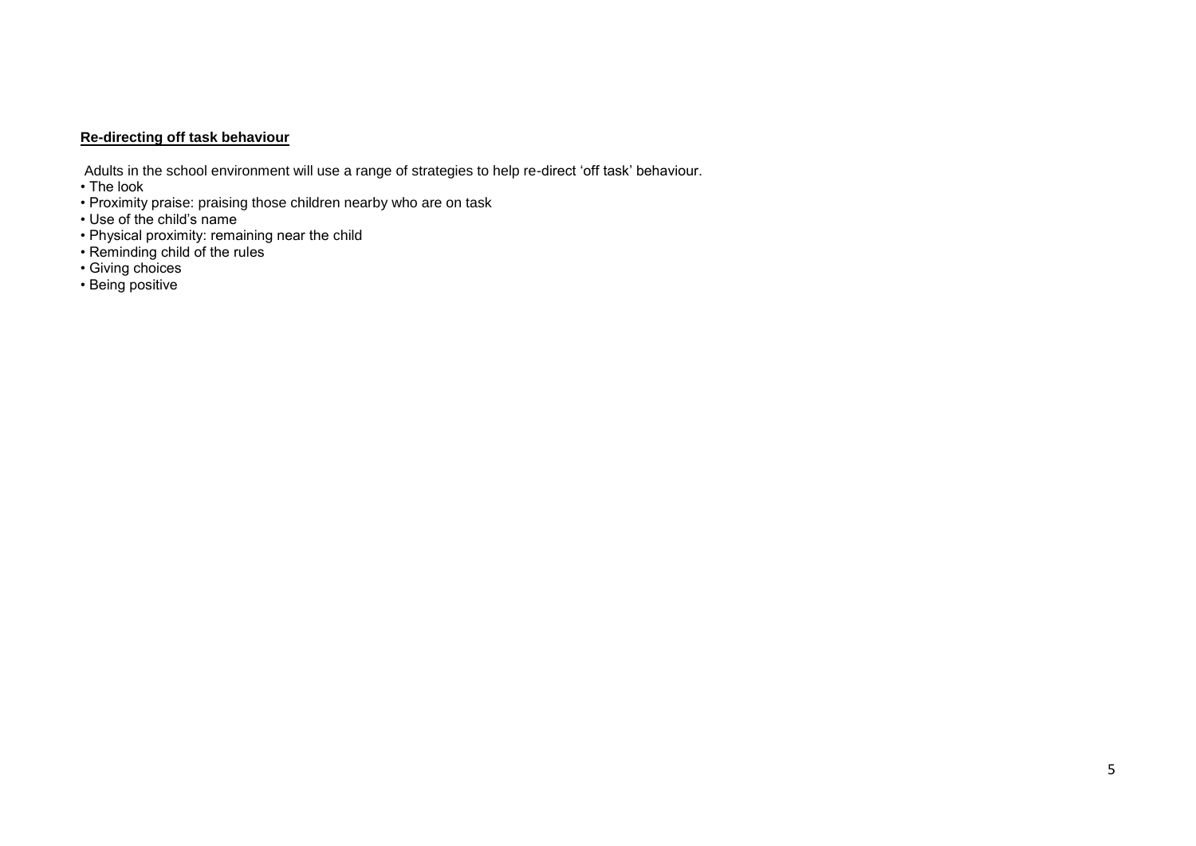**Re-directing off task behaviour**

Adults in the school environment will use a range of strategies to help re-direct 'off task' behaviour.

- The look
- Proximity praise: praising those children nearby who are on task
- Use of the child's name
- Physical proximity: remaining near the child
- Reminding child of the rules
- Giving choices
- Being positive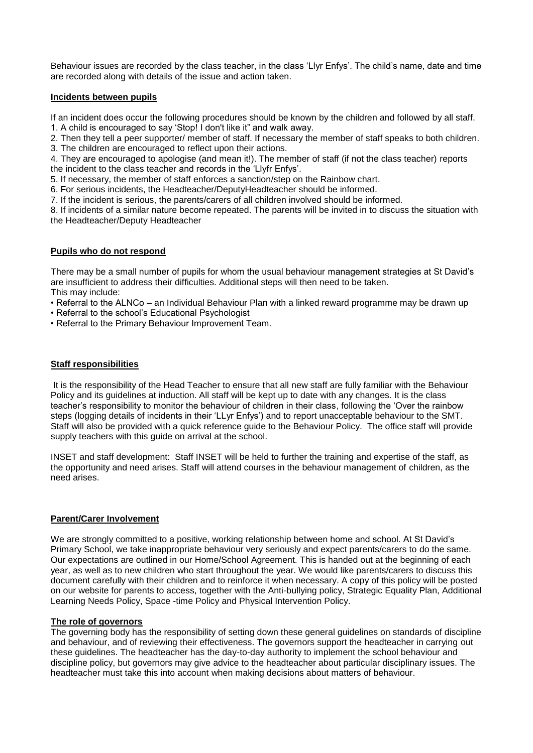Behaviour issues are recorded by the class teacher, in the class 'Llyr Enfys'. The child's name, date and time are recorded along with details of the issue and action taken.

## Incidents between pupils

If an incident does occur the following procedures should be known by the children and followed by all staff.

1. A child is encouraged to say 'Stop! I don't like it" and walk away.
2. Then they tell a peer supporter/ member of staff. If necessary the member of staff speaks to both children.
3. The children are encouraged to reflect upon their actions.
4. They are encouraged to apologise (and mean it!). The member of staff (if not the class teacher) reports the incident to the class teacher and records in the 'Llyfr Enfys'.
5. If necessary, the member of staff enforces a sanction/step on the Rainbow chart.
6. For serious incidents, the Headteacher/DeputyHeadteacher should be informed.
7. If the incident is serious, the parents/carers of all children involved should be informed.
8. If incidents of a similar nature become repeated. The parents will be invited in to discuss the situation with the Headteacher/Deputy Headteacher

## Pupils who do not respond

There may be a small number of pupils for whom the usual behaviour management strategies at St David's are insufficient to address their difficulties. Additional steps will then need to be taken.
This may include:

- Referral to the ALNCo – an Individual Behaviour Plan with a linked reward programme may be drawn up
- Referral to the school's Educational Psychologist
- Referral to the Primary Behaviour Improvement Team.

## Staff responsibilities

It is the responsibility of the Head Teacher to ensure that all new staff are fully familiar with the Behaviour Policy and its guidelines at induction. All staff will be kept up to date with any changes. It is the class teacher's responsibility to monitor the behaviour of children in their class, following the 'Over the rainbow steps (logging details of incidents in their 'LLyr Enfys') and to report unacceptable behaviour to the SMT. Staff will also be provided with a quick reference guide to the Behaviour Policy. The office staff will provide supply teachers with this guide on arrival at the school.

INSET and staff development: Staff INSET will be held to further the training and expertise of the staff, as the opportunity and need arises. Staff will attend courses in the behaviour management of children, as the need arises.

## Parent/Carer Involvement

We are strongly committed to a positive, working relationship between home and school. At St David's Primary School, we take inappropriate behaviour very seriously and expect parents/carers to do the same. Our expectations are outlined in our Home/School Agreement. This is handed out at the beginning of each year, as well as to new children who start throughout the year. We would like parents/carers to discuss this document carefully with their children and to reinforce it when necessary. A copy of this policy will be posted on our website for parents to access, together with the Anti-bullying policy, Strategic Equality Plan, Additional Learning Needs Policy, Space -time Policy and Physical Intervention Policy.

## The role of governors

The governing body has the responsibility of setting down these general guidelines on standards of discipline and behaviour, and of reviewing their effectiveness. The governors support the headteacher in carrying out these guidelines. The headteacher has the day-to-day authority to implement the school behaviour and discipline policy, but governors may give advice to the headteacher about particular disciplinary issues. The headteacher must take this into account when making decisions about matters of behaviour.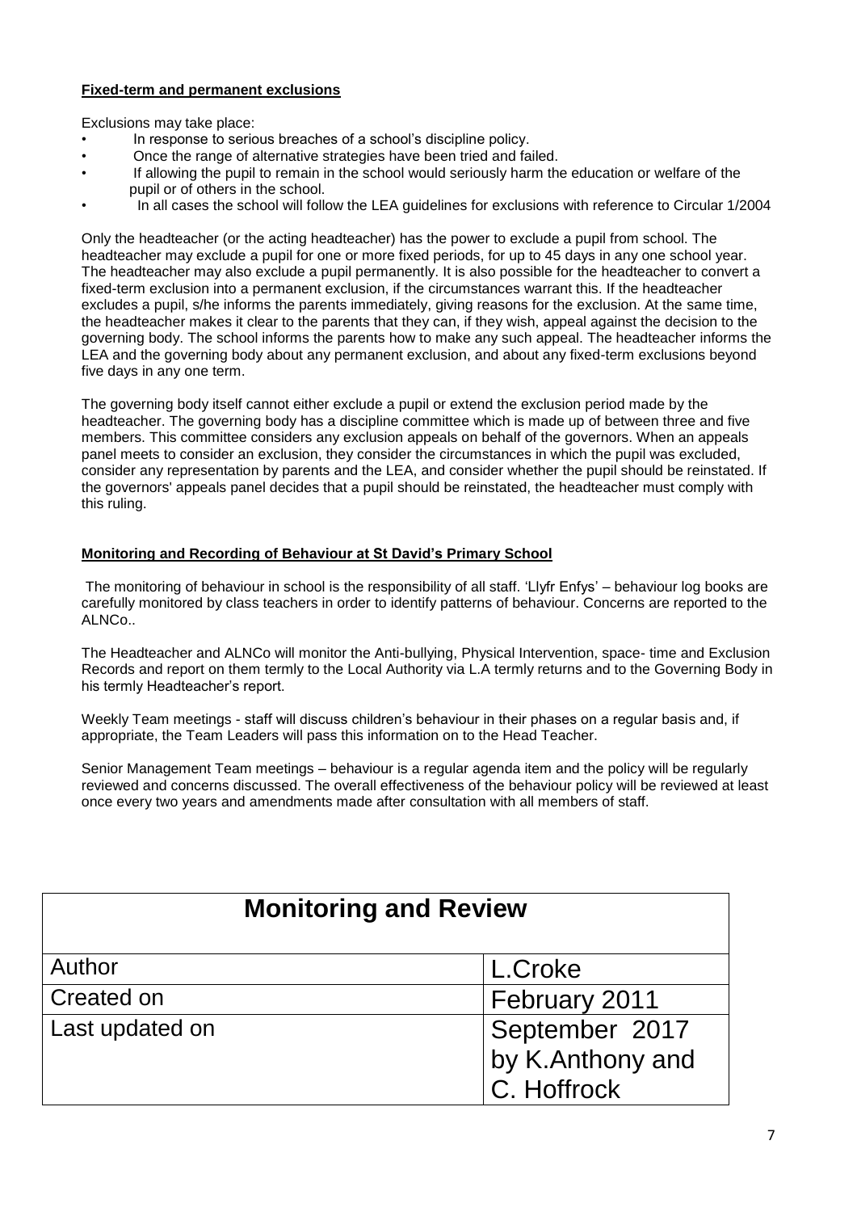**Fixed-term and permanent exclusions**

Exclusions may take place:

- In response to serious breaches of a school's discipline policy.
- Once the range of alternative strategies have been tried and failed.
- If allowing the pupil to remain in the school would seriously harm the education or welfare of the pupil or of others in the school.
- In all cases the school will follow the LEA guidelines for exclusions with reference to Circular 1/2004

Only the headteacher (or the acting headteacher) has the power to exclude a pupil from school. The headteacher may exclude a pupil for one or more fixed periods, for up to 45 days in any one school year. The headteacher may also exclude a pupil permanently. It is also possible for the headteacher to convert a fixed-term exclusion into a permanent exclusion, if the circumstances warrant this. If the headteacher excludes a pupil, s/he informs the parents immediately, giving reasons for the exclusion. At the same time, the headteacher makes it clear to the parents that they can, if they wish, appeal against the decision to the governing body. The school informs the parents how to make any such appeal. The headteacher informs the LEA and the governing body about any permanent exclusion, and about any fixed-term exclusions beyond five days in any one term.

The governing body itself cannot either exclude a pupil or extend the exclusion period made by the headteacher. The governing body has a discipline committee which is made up of between three and five members. This committee considers any exclusion appeals on behalf of the governors. When an appeals panel meets to consider an exclusion, they consider the circumstances in which the pupil was excluded, consider any representation by parents and the LEA, and consider whether the pupil should be reinstated. If the governors' appeals panel decides that a pupil should be reinstated, the headteacher must comply with this ruling.

**Monitoring and Recording of Behaviour at St David's Primary School**

The monitoring of behaviour in school is the responsibility of all staff. 'Llyfr Enfys' – behaviour log books are carefully monitored by class teachers in order to identify patterns of behaviour. Concerns are reported to the ALNCo..

The Headteacher and ALNCo will monitor the Anti-bullying, Physical Intervention, space- time and Exclusion Records and report on them termly to the Local Authority via L.A termly returns and to the Governing Body in his termly Headteacher's report.

Weekly Team meetings - staff will discuss children's behaviour in their phases on a regular basis and, if appropriate, the Team Leaders will pass this information on to the Head Teacher.

Senior Management Team meetings – behaviour is a regular agenda item and the policy will be regularly reviewed and concerns discussed. The overall effectiveness of the behaviour policy will be reviewed at least once every two years and amendments made after consultation with all members of staff.

| **Monitoring and Review** | |
|---|---|
| Author | L.Croke |
| Created on | February 2011 |
| Last updated on | September 2017 by K.Anthony and C. Hoffrock |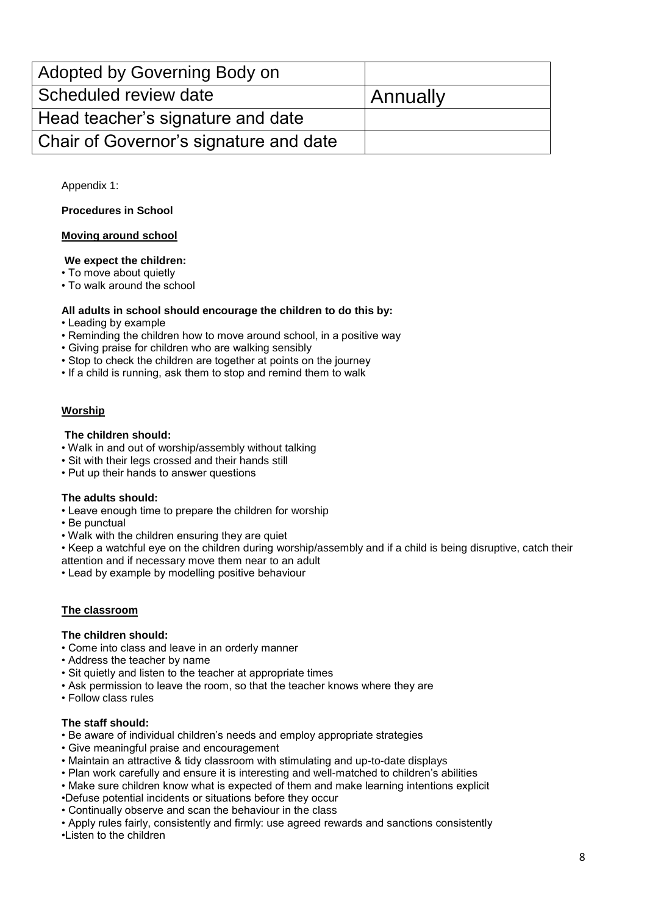| Adopted by Governing Body on | |
|---|---|
| Scheduled review date | Annually |
| Head teacher's signature and date | |
| Chair of Governor's signature and date | |

Appendix 1:

**Procedures in School**

**Moving around school**

**We expect the children:**

- To move about quietly
- To walk around the school

**All adults in school should encourage the children to do this by:**

- Leading by example
- Reminding the children how to move around school, in a positive way
- Giving praise for children who are walking sensibly
- Stop to check the children are together at points on the journey
- If a child is running, ask them to stop and remind them to walk

**Worship**

**The children should:**

- Walk in and out of worship/assembly without talking
- Sit with their legs crossed and their hands still
- Put up their hands to answer questions

**The adults should:**

- Leave enough time to prepare the children for worship
- Be punctual
- Walk with the children ensuring they are quiet
- Keep a watchful eye on the children during worship/assembly and if a child is being disruptive, catch their attention and if necessary move them near to an adult
- Lead by example by modelling positive behaviour

**The classroom**

**The children should:**

- Come into class and leave in an orderly manner
- Address the teacher by name
- Sit quietly and listen to the teacher at appropriate times
- Ask permission to leave the room, so that the teacher knows where they are
- Follow class rules

**The staff should:**

- Be aware of individual children's needs and employ appropriate strategies
- Give meaningful praise and encouragement
- Maintain an attractive & tidy classroom with stimulating and up-to-date displays
- Plan work carefully and ensure it is interesting and well-matched to children's abilities
- Make sure children know what is expected of them and make learning intentions explicit
- Defuse potential incidents or situations before they occur
- Continually observe and scan the behaviour in the class
- Apply rules fairly, consistently and firmly: use agreed rewards and sanctions consistently
- Listen to the children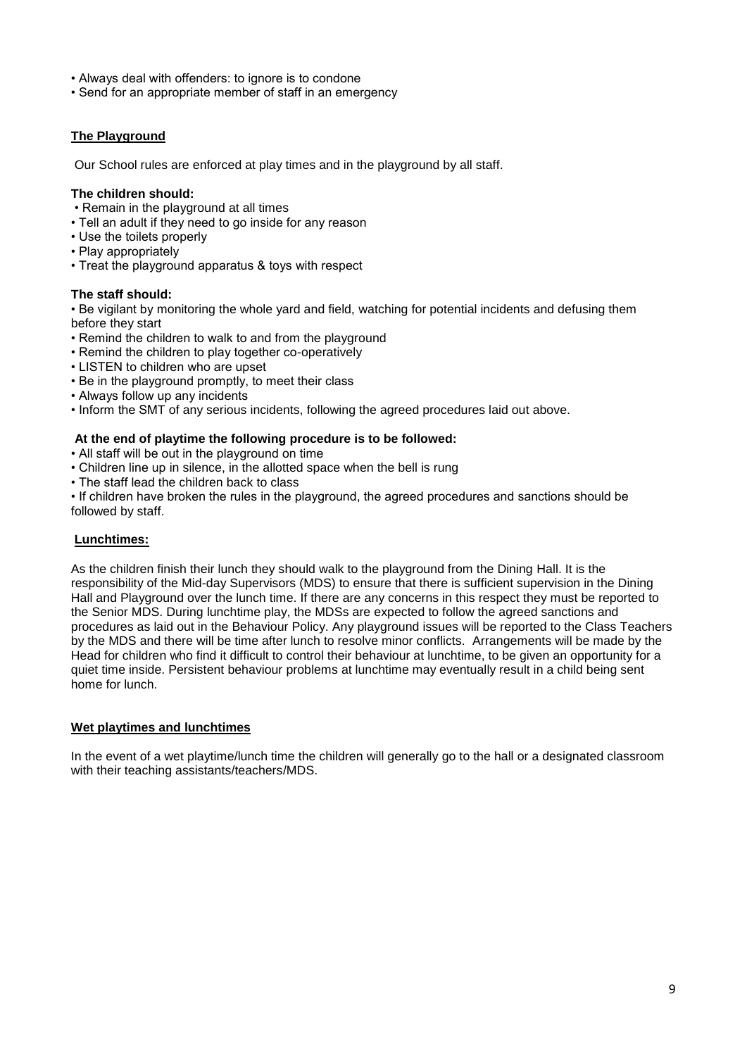- Always deal with offenders: to ignore is to condone
- Send for an appropriate member of staff in an emergency

## The Playground

Our School rules are enforced at play times and in the playground by all staff.

**The children should:**

- Remain in the playground at all times
- Tell an adult if they need to go inside for any reason
- Use the toilets properly
- Play appropriately
- Treat the playground apparatus & toys with respect

**The staff should:**

- Be vigilant by monitoring the whole yard and field, watching for potential incidents and defusing them before they start
- Remind the children to walk to and from the playground
- Remind the children to play together co-operatively
- LISTEN to children who are upset
- Be in the playground promptly, to meet their class
- Always follow up any incidents
- Inform the SMT of any serious incidents, following the agreed procedures laid out above.

**At the end of playtime the following procedure is to be followed:**

- All staff will be out in the playground on time
- Children line up in silence, in the allotted space when the bell is rung
- The staff lead the children back to class
- If children have broken the rules in the playground, the agreed procedures and sanctions should be followed by staff.

## Lunchtimes:

As the children finish their lunch they should walk to the playground from the Dining Hall. It is the responsibility of the Mid-day Supervisors (MDS) to ensure that there is sufficient supervision in the Dining Hall and Playground over the lunch time. If there are any concerns in this respect they must be reported to the Senior MDS. During lunchtime play, the MDSs are expected to follow the agreed sanctions and procedures as laid out in the Behaviour Policy. Any playground issues will be reported to the Class Teachers by the MDS and there will be time after lunch to resolve minor conflicts. Arrangements will be made by the Head for children who find it difficult to control their behaviour at lunchtime, to be given an opportunity for a quiet time inside. Persistent behaviour problems at lunchtime may eventually result in a child being sent home for lunch.

## Wet playtimes and lunchtimes

In the event of a wet playtime/lunch time the children will generally go to the hall or a designated classroom with their teaching assistants/teachers/MDS.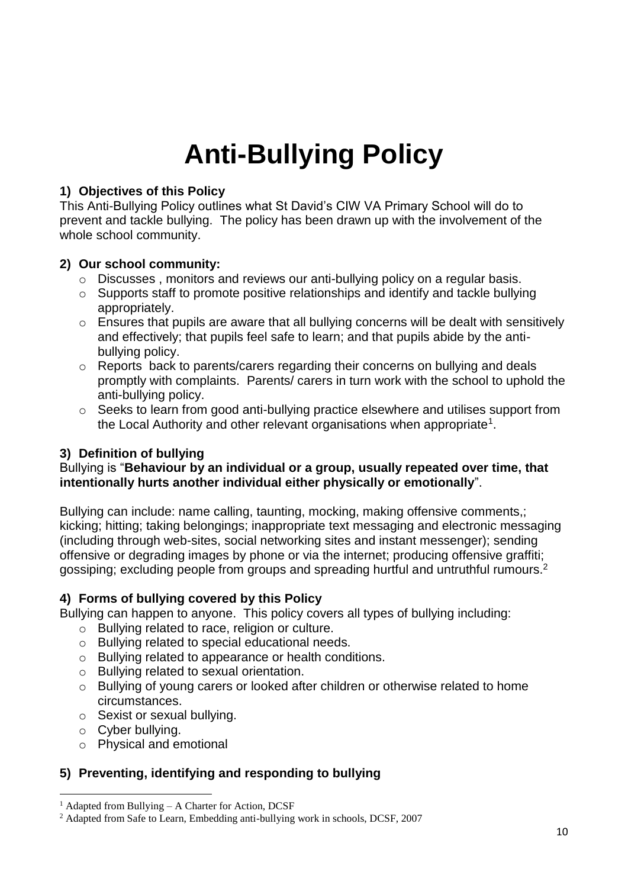# Anti-Bullying Policy

**1) Objectives of this Policy**

This Anti-Bullying Policy outlines what St David's CIW VA Primary School will do to prevent and tackle bullying. The policy has been drawn up with the involvement of the whole school community.

**2) Our school community:**

- Discusses , monitors and reviews our anti-bullying policy on a regular basis.
- Supports staff to promote positive relationships and identify and tackle bullying appropriately.
- Ensures that pupils are aware that all bullying concerns will be dealt with sensitively and effectively; that pupils feel safe to learn; and that pupils abide by the anti-bullying policy.
- Reports back to parents/carers regarding their concerns on bullying and deals promptly with complaints. Parents/ carers in turn work with the school to uphold the anti-bullying policy.
- Seeks to learn from good anti-bullying practice elsewhere and utilises support from the Local Authority and other relevant organisations when appropriate[1].

**3) Definition of bullying**

Bullying is "**Behaviour by an individual or a group, usually repeated over time, that intentionally hurts another individual either physically or emotionally**".

Bullying can include: name calling, taunting, mocking, making offensive comments,; kicking; hitting; taking belongings; inappropriate text messaging and electronic messaging (including through web-sites, social networking sites and instant messenger); sending offensive or degrading images by phone or via the internet; producing offensive graffiti; gossiping; excluding people from groups and spreading hurtful and untruthful rumours.[2]

**4) Forms of bullying covered by this Policy**

Bullying can happen to anyone. This policy covers all types of bullying including:

- Bullying related to race, religion or culture.
- Bullying related to special educational needs.
- Bullying related to appearance or health conditions.
- Bullying related to sexual orientation.
- Bullying of young carers or looked after children or otherwise related to home circumstances.
- Sexist or sexual bullying.
- Cyber bullying.
- Physical and emotional

**5) Preventing, identifying and responding to bullying**

---

[1] Adapted from Bullying – A Charter for Action, DCSF

[2] Adapted from Safe to Learn, Embedding anti-bullying work in schools, DCSF, 2007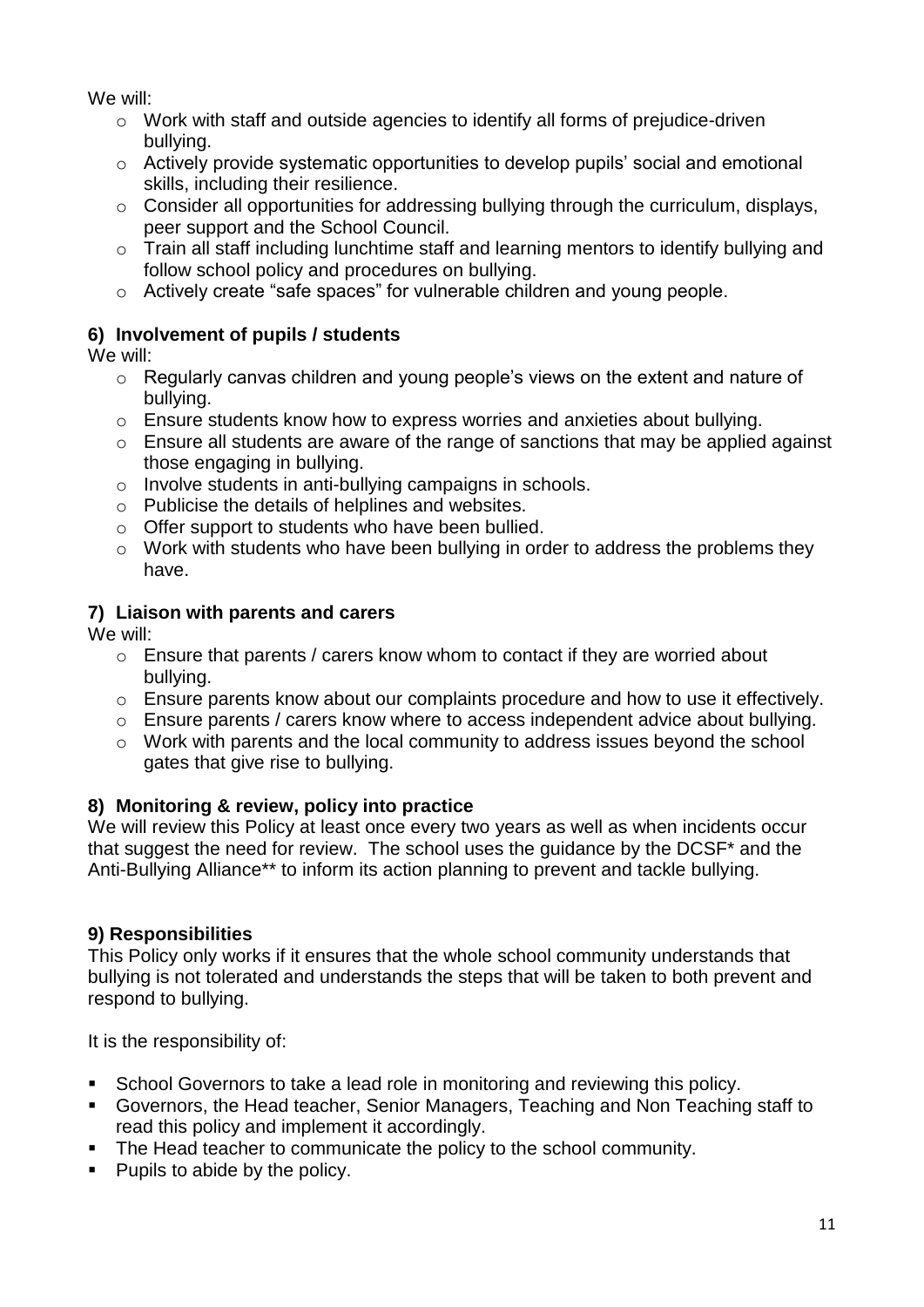We will:

- Work with staff and outside agencies to identify all forms of prejudice-driven bullying.
- Actively provide systematic opportunities to develop pupils' social and emotional skills, including their resilience.
- Consider all opportunities for addressing bullying through the curriculum, displays, peer support and the School Council.
- Train all staff including lunchtime staff and learning mentors to identify bullying and follow school policy and procedures on bullying.
- Actively create "safe spaces" for vulnerable children and young people.

### 6) Involvement of pupils / students

We will:

- Regularly canvas children and young people's views on the extent and nature of bullying.
- Ensure students know how to express worries and anxieties about bullying.
- Ensure all students are aware of the range of sanctions that may be applied against those engaging in bullying.
- Involve students in anti-bullying campaigns in schools.
- Publicise the details of helplines and websites.
- Offer support to students who have been bullied.
- Work with students who have been bullying in order to address the problems they have.

### 7) Liaison with parents and carers

We will:

- Ensure that parents / carers know whom to contact if they are worried about bullying.
- Ensure parents know about our complaints procedure and how to use it effectively.
- Ensure parents / carers know where to access independent advice about bullying.
- Work with parents and the local community to address issues beyond the school gates that give rise to bullying.

### 8) Monitoring & review, policy into practice

We will review this Policy at least once every two years as well as when incidents occur that suggest the need for review. The school uses the guidance by the DCSF* and the Anti-Bullying Alliance** to inform its action planning to prevent and tackle bullying.

### 9) Responsibilities

This Policy only works if it ensures that the whole school community understands that bullying is not tolerated and understands the steps that will be taken to both prevent and respond to bullying.

It is the responsibility of:

- School Governors to take a lead role in monitoring and reviewing this policy.
- Governors, the Head teacher, Senior Managers, Teaching and Non Teaching staff to read this policy and implement it accordingly.
- The Head teacher to communicate the policy to the school community.
- Pupils to abide by the policy.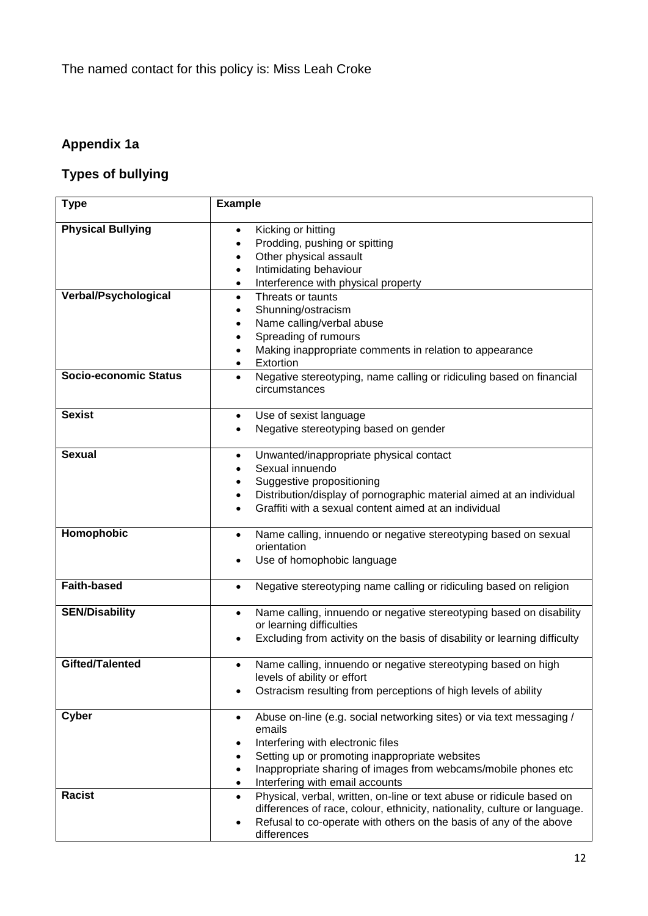The named contact for this policy is: Miss Leah Croke

## Appendix 1a

## Types of bullying

| Type | Example |
|---|---|
| **Physical Bullying** | • Kicking or hitting<br>• Prodding, pushing or spitting<br>• Other physical assault<br>• Intimidating behaviour<br>• Interference with physical property |
| **Verbal/Psychological** | • Threats or taunts<br>• Shunning/ostracism<br>• Name calling/verbal abuse<br>• Spreading of rumours<br>• Making inappropriate comments in relation to appearance<br>• Extortion |
| **Socio-economic Status** | • Negative stereotyping, name calling or ridiculing based on financial circumstances |
| **Sexist** | • Use of sexist language<br>• Negative stereotyping based on gender |
| **Sexual** | • Unwanted/inappropriate physical contact<br>• Sexual innuendo<br>• Suggestive propositioning<br>• Distribution/display of pornographic material aimed at an individual<br>• Graffiti with a sexual content aimed at an individual |
| **Homophobic** | • Name calling, innuendo or negative stereotyping based on sexual orientation<br>• Use of homophobic language |
| **Faith-based** | • Negative stereotyping name calling or ridiculing based on religion |
| **SEN/Disability** | • Name calling, innuendo or negative stereotyping based on disability or learning difficulties<br>• Excluding from activity on the basis of disability or learning difficulty |
| **Gifted/Talented** | • Name calling, innuendo or negative stereotyping based on high levels of ability or effort<br>• Ostracism resulting from perceptions of high levels of ability |
| **Cyber** | • Abuse on-line (e.g. social networking sites) or via text messaging / emails<br>• Interfering with electronic files<br>• Setting up or promoting inappropriate websites<br>• Inappropriate sharing of images from webcams/mobile phones etc<br>• Interfering with email accounts |
| **Racist** | • Physical, verbal, written, on-line or text abuse or ridicule based on differences of race, colour, ethnicity, nationality, culture or language.<br>• Refusal to co-operate with others on the basis of any of the above differences |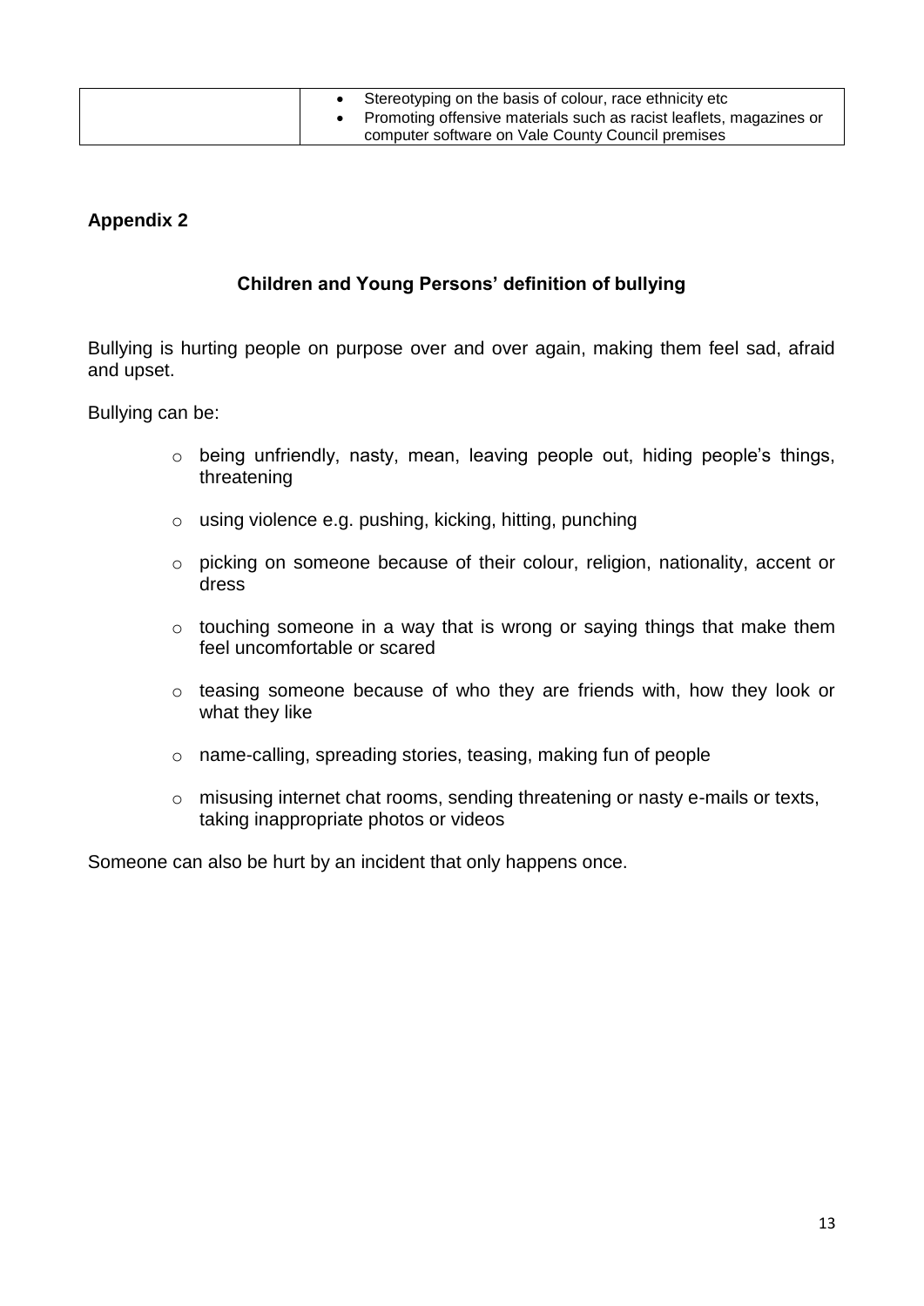| | |
|---|---|
| | • Stereotyping on the basis of colour, race ethnicity etc<br>• Promoting offensive materials such as racist leaflets, magazines or computer software on Vale County Council premises |

**Appendix 2**

### Children and Young Persons' definition of bullying

Bullying is hurting people on purpose over and over again, making them feel sad, afraid and upset.

Bullying can be:

- being unfriendly, nasty, mean, leaving people out, hiding people's things, threatening
- using violence e.g. pushing, kicking, hitting, punching
- picking on someone because of their colour, religion, nationality, accent or dress
- touching someone in a way that is wrong or saying things that make them feel uncomfortable or scared
- teasing someone because of who they are friends with, how they look or what they like
- name-calling, spreading stories, teasing, making fun of people
- misusing internet chat rooms, sending threatening or nasty e-mails or texts, taking inappropriate photos or videos

Someone can also be hurt by an incident that only happens once.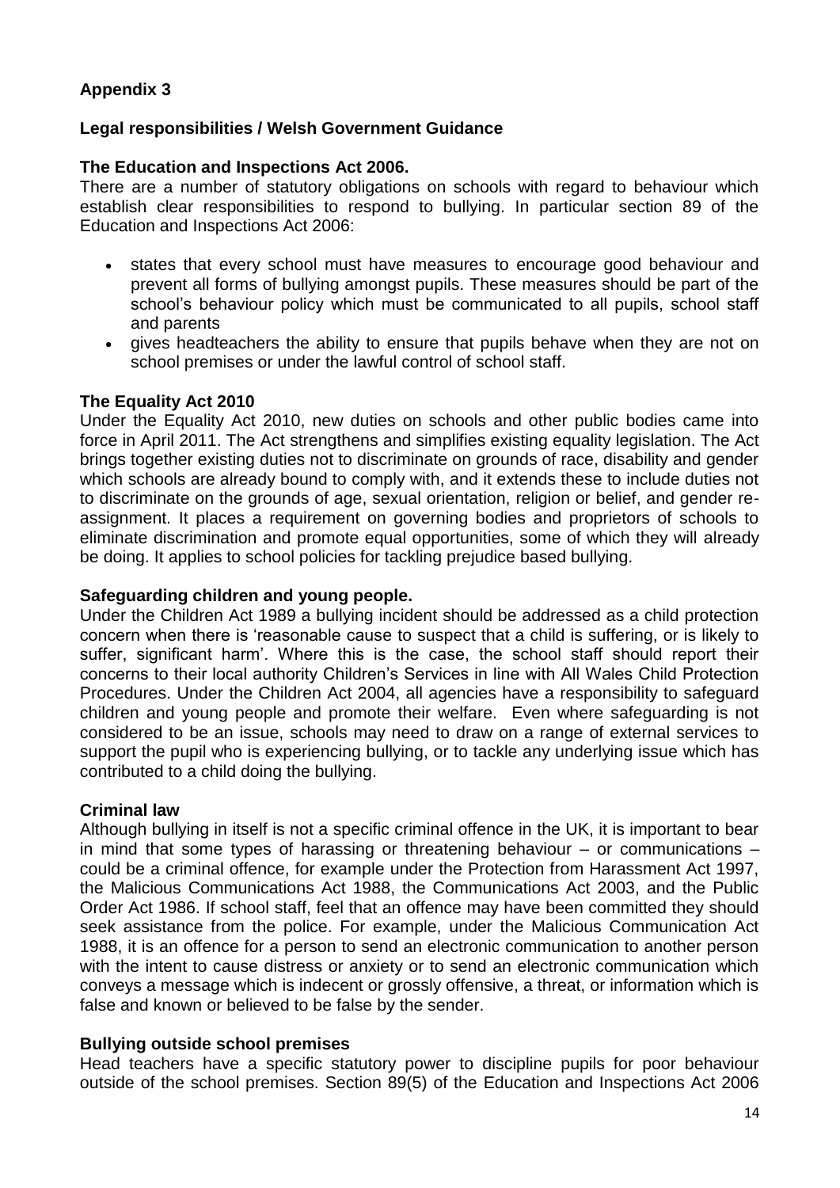## Appendix 3

### Legal responsibilities / Welsh Government Guidance

### The Education and Inspections Act 2006.

There are a number of statutory obligations on schools with regard to behaviour which establish clear responsibilities to respond to bullying. In particular section 89 of the Education and Inspections Act 2006:

- states that every school must have measures to encourage good behaviour and prevent all forms of bullying amongst pupils. These measures should be part of the school's behaviour policy which must be communicated to all pupils, school staff and parents
- gives headteachers the ability to ensure that pupils behave when they are not on school premises or under the lawful control of school staff.

### The Equality Act 2010

Under the Equality Act 2010, new duties on schools and other public bodies came into force in April 2011. The Act strengthens and simplifies existing equality legislation. The Act brings together existing duties not to discriminate on grounds of race, disability and gender which schools are already bound to comply with, and it extends these to include duties not to discriminate on the grounds of age, sexual orientation, religion or belief, and gender re-assignment. It places a requirement on governing bodies and proprietors of schools to eliminate discrimination and promote equal opportunities, some of which they will already be doing. It applies to school policies for tackling prejudice based bullying.

### Safeguarding children and young people.

Under the Children Act 1989 a bullying incident should be addressed as a child protection concern when there is 'reasonable cause to suspect that a child is suffering, or is likely to suffer, significant harm'. Where this is the case, the school staff should report their concerns to their local authority Children's Services in line with All Wales Child Protection Procedures. Under the Children Act 2004, all agencies have a responsibility to safeguard children and young people and promote their welfare. Even where safeguarding is not considered to be an issue, schools may need to draw on a range of external services to support the pupil who is experiencing bullying, or to tackle any underlying issue which has contributed to a child doing the bullying.

### Criminal law

Although bullying in itself is not a specific criminal offence in the UK, it is important to bear in mind that some types of harassing or threatening behaviour – or communications – could be a criminal offence, for example under the Protection from Harassment Act 1997, the Malicious Communications Act 1988, the Communications Act 2003, and the Public Order Act 1986. If school staff, feel that an offence may have been committed they should seek assistance from the police. For example, under the Malicious Communication Act 1988, it is an offence for a person to send an electronic communication to another person with the intent to cause distress or anxiety or to send an electronic communication which conveys a message which is indecent or grossly offensive, a threat, or information which is false and known or believed to be false by the sender.

### Bullying outside school premises

Head teachers have a specific statutory power to discipline pupils for poor behaviour outside of the school premises. Section 89(5) of the Education and Inspections Act 2006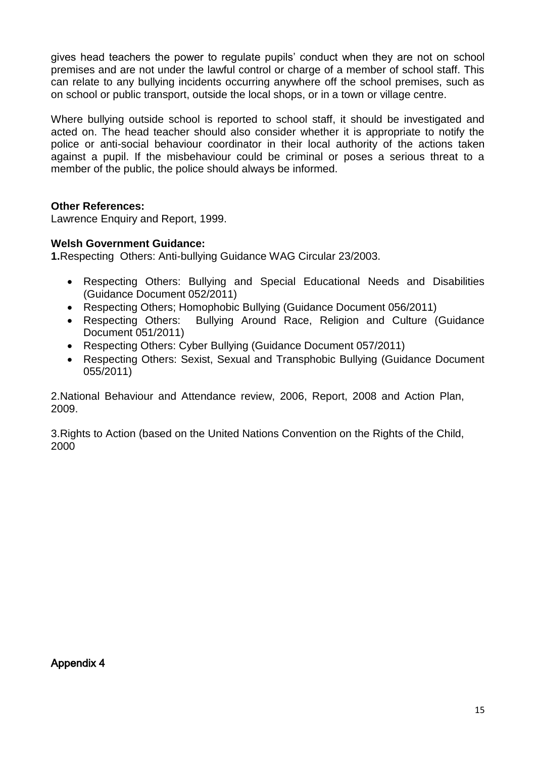gives head teachers the power to regulate pupils' conduct when they are not on school premises and are not under the lawful control or charge of a member of school staff. This can relate to any bullying incidents occurring anywhere off the school premises, such as on school or public transport, outside the local shops, or in a town or village centre.

Where bullying outside school is reported to school staff, it should be investigated and acted on. The head teacher should also consider whether it is appropriate to notify the police or anti-social behaviour coordinator in their local authority of the actions taken against a pupil. If the misbehaviour could be criminal or poses a serious threat to a member of the public, the police should always be informed.

**Other References:**
Lawrence Enquiry and Report, 1999.

**Welsh Government Guidance:**
**1.**Respecting Others: Anti-bullying Guidance WAG Circular 23/2003.

- Respecting Others: Bullying and Special Educational Needs and Disabilities (Guidance Document 052/2011)
- Respecting Others; Homophobic Bullying (Guidance Document 056/2011)
- Respecting Others: Bullying Around Race, Religion and Culture (Guidance Document 051/2011)
- Respecting Others: Cyber Bullying (Guidance Document 057/2011)
- Respecting Others: Sexist, Sexual and Transphobic Bullying (Guidance Document 055/2011)

2.National Behaviour and Attendance review, 2006, Report, 2008 and Action Plan, 2009.

3.Rights to Action (based on the United Nations Convention on the Rights of the Child, 2000

## Appendix 4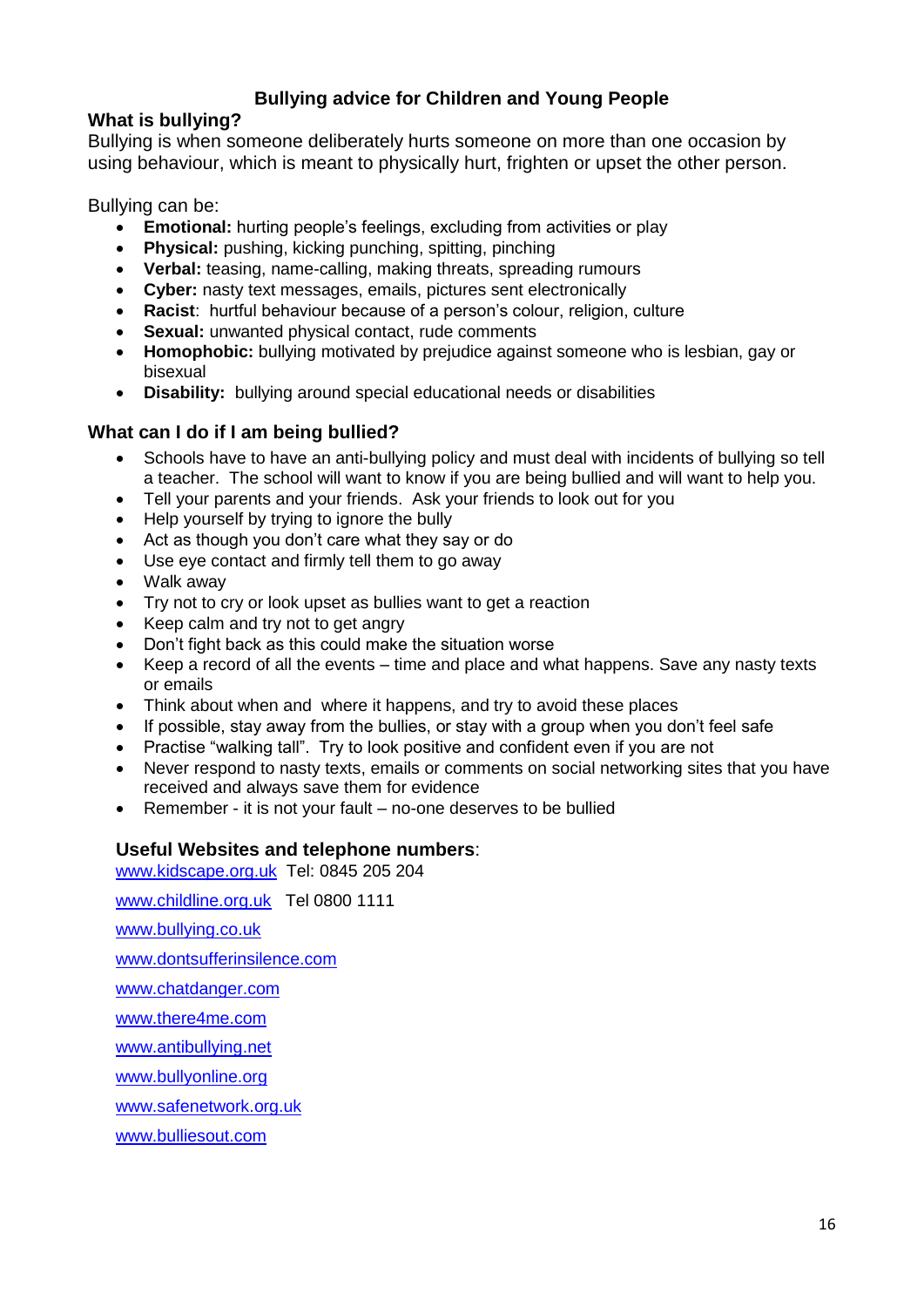# Bullying advice for Children and Young People

## What is bullying?

Bullying is when someone deliberately hurts someone on more than one occasion by using behaviour, which is meant to physically hurt, frighten or upset the other person.

Bullying can be:

- **Emotional:** hurting people's feelings, excluding from activities or play
- **Physical:** pushing, kicking punching, spitting, pinching
- **Verbal:** teasing, name-calling, making threats, spreading rumours
- **Cyber:** nasty text messages, emails, pictures sent electronically
- **Racist**: hurtful behaviour because of a person's colour, religion, culture
- **Sexual:** unwanted physical contact, rude comments
- **Homophobic:** bullying motivated by prejudice against someone who is lesbian, gay or bisexual
- **Disability:** bullying around special educational needs or disabilities

## What can I do if I am being bullied?

- Schools have to have an anti-bullying policy and must deal with incidents of bullying so tell a teacher. The school will want to know if you are being bullied and will want to help you.
- Tell your parents and your friends. Ask your friends to look out for you
- Help yourself by trying to ignore the bully
- Act as though you don't care what they say or do
- Use eye contact and firmly tell them to go away
- Walk away
- Try not to cry or look upset as bullies want to get a reaction
- Keep calm and try not to get angry
- Don't fight back as this could make the situation worse
- Keep a record of all the events – time and place and what happens. Save any nasty texts or emails
- Think about when and where it happens, and try to avoid these places
- If possible, stay away from the bullies, or stay with a group when you don't feel safe
- Practise "walking tall". Try to look positive and confident even if you are not
- Never respond to nasty texts, emails or comments on social networking sites that you have received and always save them for evidence
- Remember - it is not your fault – no-one deserves to be bullied

### Useful Websites and telephone numbers:

www.kidscape.org.uk Tel: 0845 205 204

www.childline.org.uk Tel 0800 1111

www.bullying.co.uk

www.dontsufferinsilence.com

www.chatdanger.com

www.there4me.com

www.antibullying.net

www.bullyonline.org

www.safenetwork.org.uk

www.bulliesout.com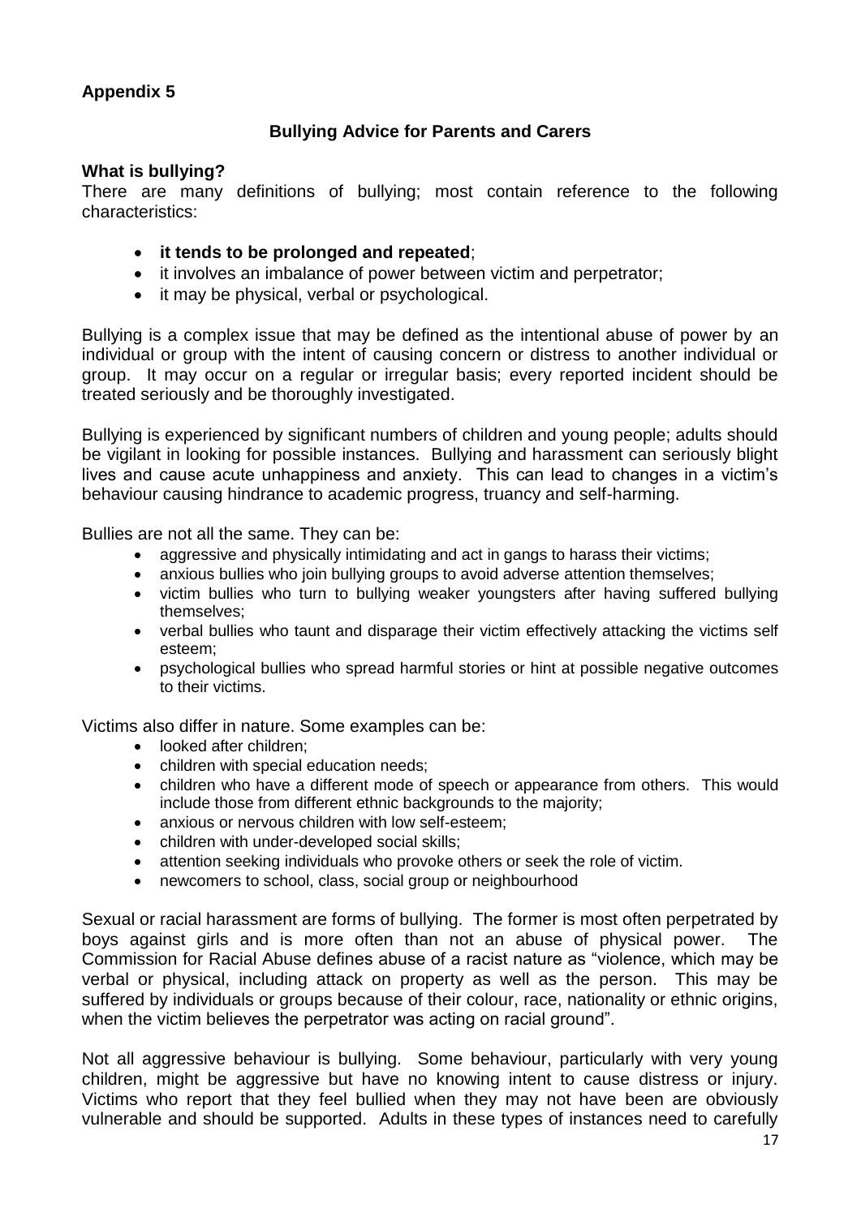**Appendix 5**

## Bullying Advice for Parents and Carers

**What is bullying?**

There are many definitions of bullying; most contain reference to the following characteristics:

- **it tends to be prolonged and repeated**;
- it involves an imbalance of power between victim and perpetrator;
- it may be physical, verbal or psychological.

Bullying is a complex issue that may be defined as the intentional abuse of power by an individual or group with the intent of causing concern or distress to another individual or group. It may occur on a regular or irregular basis; every reported incident should be treated seriously and be thoroughly investigated.

Bullying is experienced by significant numbers of children and young people; adults should be vigilant in looking for possible instances. Bullying and harassment can seriously blight lives and cause acute unhappiness and anxiety. This can lead to changes in a victim's behaviour causing hindrance to academic progress, truancy and self-harming.

Bullies are not all the same. They can be:

- aggressive and physically intimidating and act in gangs to harass their victims;
- anxious bullies who join bullying groups to avoid adverse attention themselves;
- victim bullies who turn to bullying weaker youngsters after having suffered bullying themselves;
- verbal bullies who taunt and disparage their victim effectively attacking the victims self esteem;
- psychological bullies who spread harmful stories or hint at possible negative outcomes to their victims.

Victims also differ in nature. Some examples can be:

- looked after children;
- children with special education needs;
- children who have a different mode of speech or appearance from others. This would include those from different ethnic backgrounds to the majority;
- anxious or nervous children with low self-esteem;
- children with under-developed social skills;
- attention seeking individuals who provoke others or seek the role of victim.
- newcomers to school, class, social group or neighbourhood

Sexual or racial harassment are forms of bullying. The former is most often perpetrated by boys against girls and is more often than not an abuse of physical power. The Commission for Racial Abuse defines abuse of a racist nature as "violence, which may be verbal or physical, including attack on property as well as the person. This may be suffered by individuals or groups because of their colour, race, nationality or ethnic origins, when the victim believes the perpetrator was acting on racial ground".

Not all aggressive behaviour is bullying. Some behaviour, particularly with very young children, might be aggressive but have no knowing intent to cause distress or injury. Victims who report that they feel bullied when they may not have been are obviously vulnerable and should be supported. Adults in these types of instances need to carefully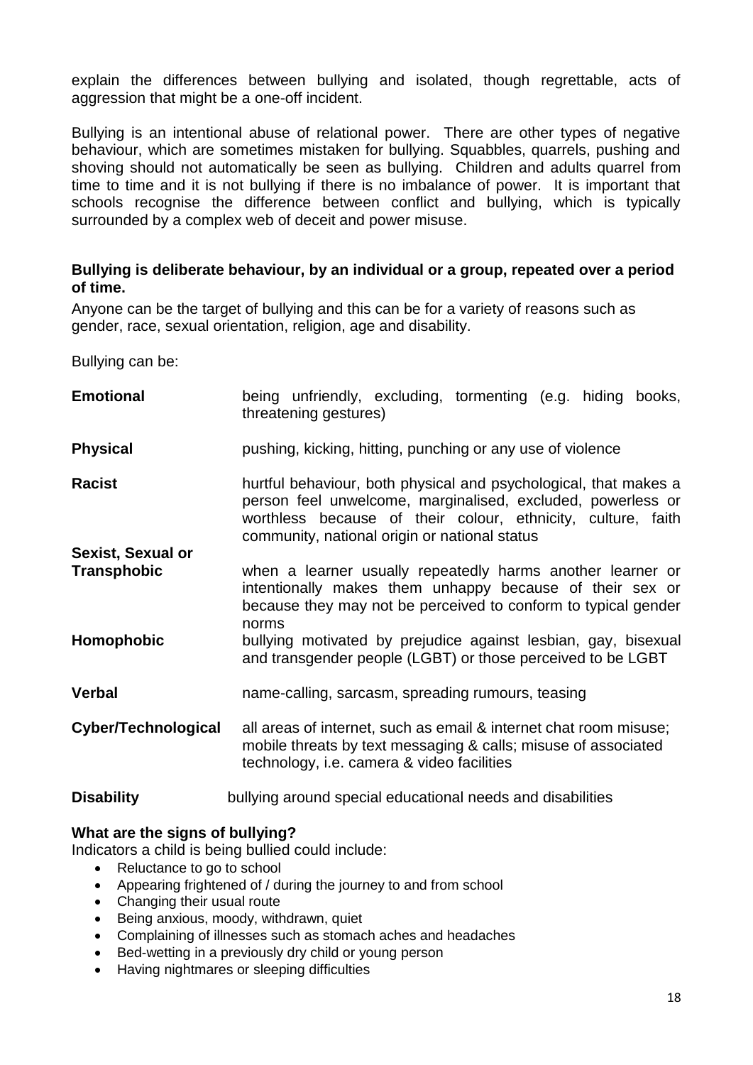explain the differences between bullying and isolated, though regrettable, acts of aggression that might be a one-off incident.

Bullying is an intentional abuse of relational power. There are other types of negative behaviour, which are sometimes mistaken for bullying. Squabbles, quarrels, pushing and shoving should not automatically be seen as bullying. Children and adults quarrel from time to time and it is not bullying if there is no imbalance of power. It is important that schools recognise the difference between conflict and bullying, which is typically surrounded by a complex web of deceit and power misuse.

**Bullying is deliberate behaviour, by an individual or a group, repeated over a period of time.**

Anyone can be the target of bullying and this can be for a variety of reasons such as gender, race, sexual orientation, religion, age and disability.

Bullying can be:

| | |
|---|---|
| **Emotional** | being unfriendly, excluding, tormenting (e.g. hiding books, threatening gestures) |
| **Physical** | pushing, kicking, hitting, punching or any use of violence |
| **Racist** | hurtful behaviour, both physical and psychological, that makes a person feel unwelcome, marginalised, excluded, powerless or worthless because of their colour, ethnicity, culture, faith community, national origin or national status |
| **Sexist, Sexual or Transphobic** | when a learner usually repeatedly harms another learner or intentionally makes them unhappy because of their sex or because they may not be perceived to conform to typical gender norms |
| **Homophobic** | bullying motivated by prejudice against lesbian, gay, bisexual and transgender people (LGBT) or those perceived to be LGBT |
| **Verbal** | name-calling, sarcasm, spreading rumours, teasing |
| **Cyber/Technological** | all areas of internet, such as email & internet chat room misuse; mobile threats by text messaging & calls; misuse of associated technology, i.e. camera & video facilities |
| **Disability** | bullying around special educational needs and disabilities |

**What are the signs of bullying?**

Indicators a child is being bullied could include:

- Reluctance to go to school
- Appearing frightened of / during the journey to and from school
- Changing their usual route
- Being anxious, moody, withdrawn, quiet
- Complaining of illnesses such as stomach aches and headaches
- Bed-wetting in a previously dry child or young person
- Having nightmares or sleeping difficulties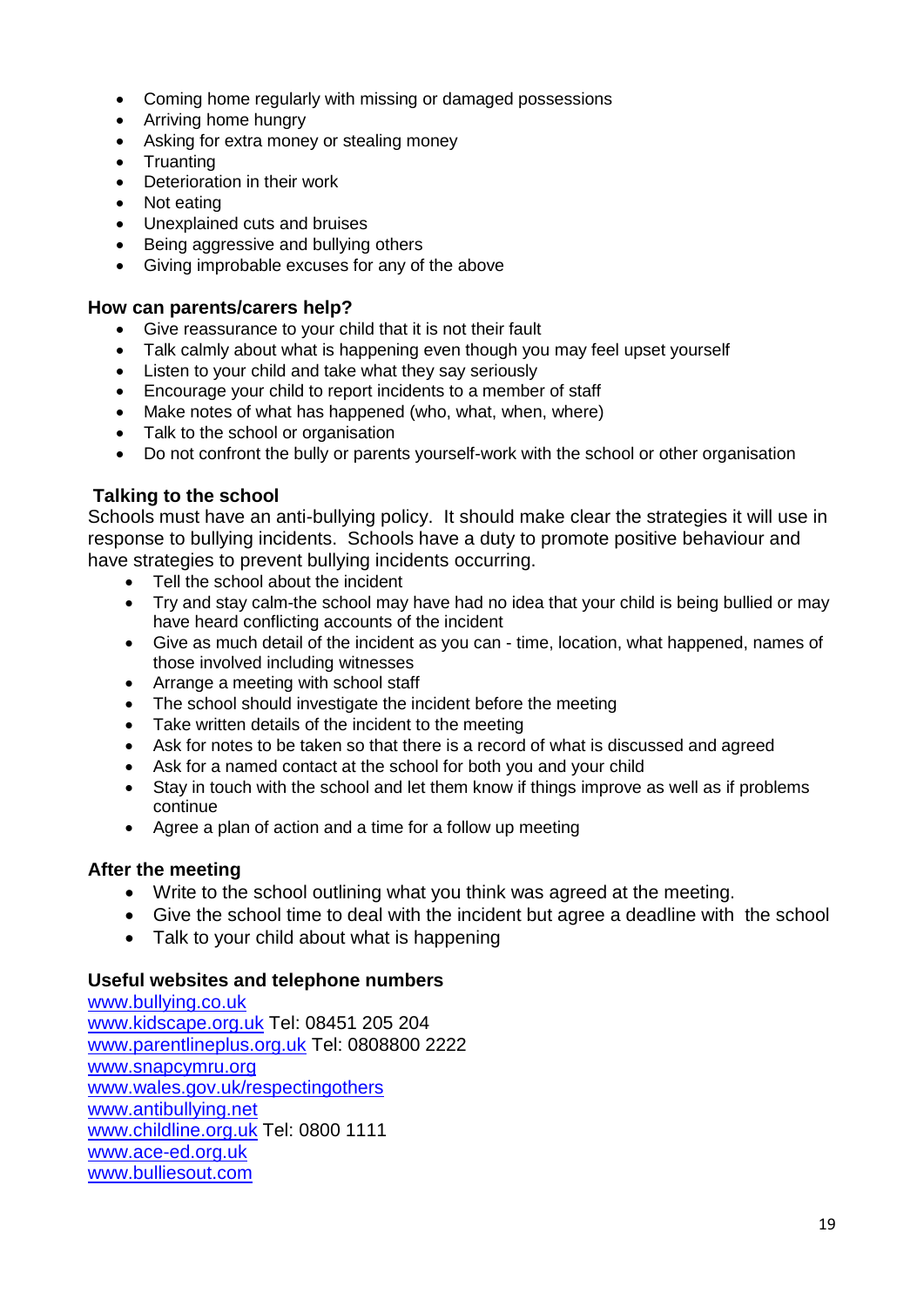- Coming home regularly with missing or damaged possessions
- Arriving home hungry
- Asking for extra money or stealing money
- Truanting
- Deterioration in their work
- Not eating
- Unexplained cuts and bruises
- Being aggressive and bullying others
- Giving improbable excuses for any of the above

### How can parents/carers help?

- Give reassurance to your child that it is not their fault
- Talk calmly about what is happening even though you may feel upset yourself
- Listen to your child and take what they say seriously
- Encourage your child to report incidents to a member of staff
- Make notes of what has happened (who, what, when, where)
- Talk to the school or organisation
- Do not confront the bully or parents yourself-work with the school or other organisation

### Talking to the school

Schools must have an anti-bullying policy. It should make clear the strategies it will use in response to bullying incidents. Schools have a duty to promote positive behaviour and have strategies to prevent bullying incidents occurring.

- Tell the school about the incident
- Try and stay calm-the school may have had no idea that your child is being bullied or may have heard conflicting accounts of the incident
- Give as much detail of the incident as you can - time, location, what happened, names of those involved including witnesses
- Arrange a meeting with school staff
- The school should investigate the incident before the meeting
- Take written details of the incident to the meeting
- Ask for notes to be taken so that there is a record of what is discussed and agreed
- Ask for a named contact at the school for both you and your child
- Stay in touch with the school and let them know if things improve as well as if problems continue
- Agree a plan of action and a time for a follow up meeting

### After the meeting

- Write to the school outlining what you think was agreed at the meeting.
- Give the school time to deal with the incident but agree a deadline with the school
- Talk to your child about what is happening

### Useful websites and telephone numbers

www.bullying.co.uk
www.kidscape.org.uk Tel: 08451 205 204
www.parentlineplus.org.uk Tel: 0808800 2222
www.snapcymru.org
www.wales.gov.uk/respectingothers
www.antibullying.net
www.childline.org.uk Tel: 0800 1111
www.ace-ed.org.uk
www.bulliesout.com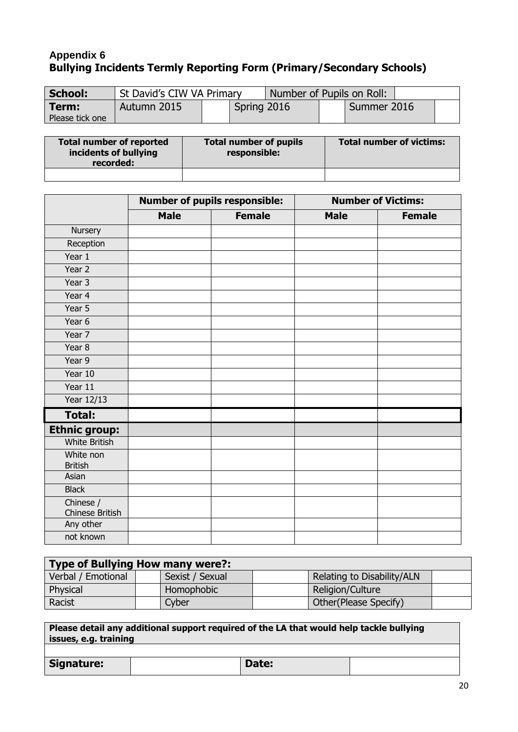## Appendix 6
## Bullying Incidents Termly Reporting Form (Primary/Secondary Schools)

| **School:** | St David's CIW VA Primary | | | Number of Pupils on Roll: | | |
|---|---|---|---|---|---|---|
| **Term:** Please tick one | Autumn 2015 | | Spring 2016 | | Summer 2016 | |

| **Total number of reported incidents of bullying recorded:** | **Total number of pupils responsible:** | **Total number of victims:** |
|---|---|---|
| | | |

| | **Number of pupils responsible:** | | **Number of Victims:** | |
|---|---|---|---|---|
| | **Male** | **Female** | **Male** | **Female** |
| Nursery | | | | |
| Reception | | | | |
| Year 1 | | | | |
| Year 2 | | | | |
| Year 3 | | | | |
| Year 4 | | | | |
| Year 5 | | | | |
| Year 6 | | | | |
| Year 7 | | | | |
| Year 8 | | | | |
| Year 9 | | | | |
| Year 10 | | | | |
| Year 11 | | | | |
| Year 12/13 | | | | |
| **Total:** | | | | |
| **Ethnic group:** | | | | |
| White British | | | | |
| White non British | | | | |
| Asian | | | | |
| Black | | | | |
| Chinese / Chinese British | | | | |
| Any other | | | | |
| not known | | | | |

| **Type of Bullying How many were?:** | | | | | |
|---|---|---|---|---|---|
| Verbal / Emotional | | Sexist / Sexual | | Relating to Disability/ALN | |
| Physical | | Homophobic | | Religion/Culture | |
| Racist | | Cyber | | Other(Please Specify) | |

| **Please detail any additional support required of the LA that would help tackle bullying issues, e.g. training** | | | |
|---|---|---|---|
| | | | |
| **Signature:** | | **Date:** | |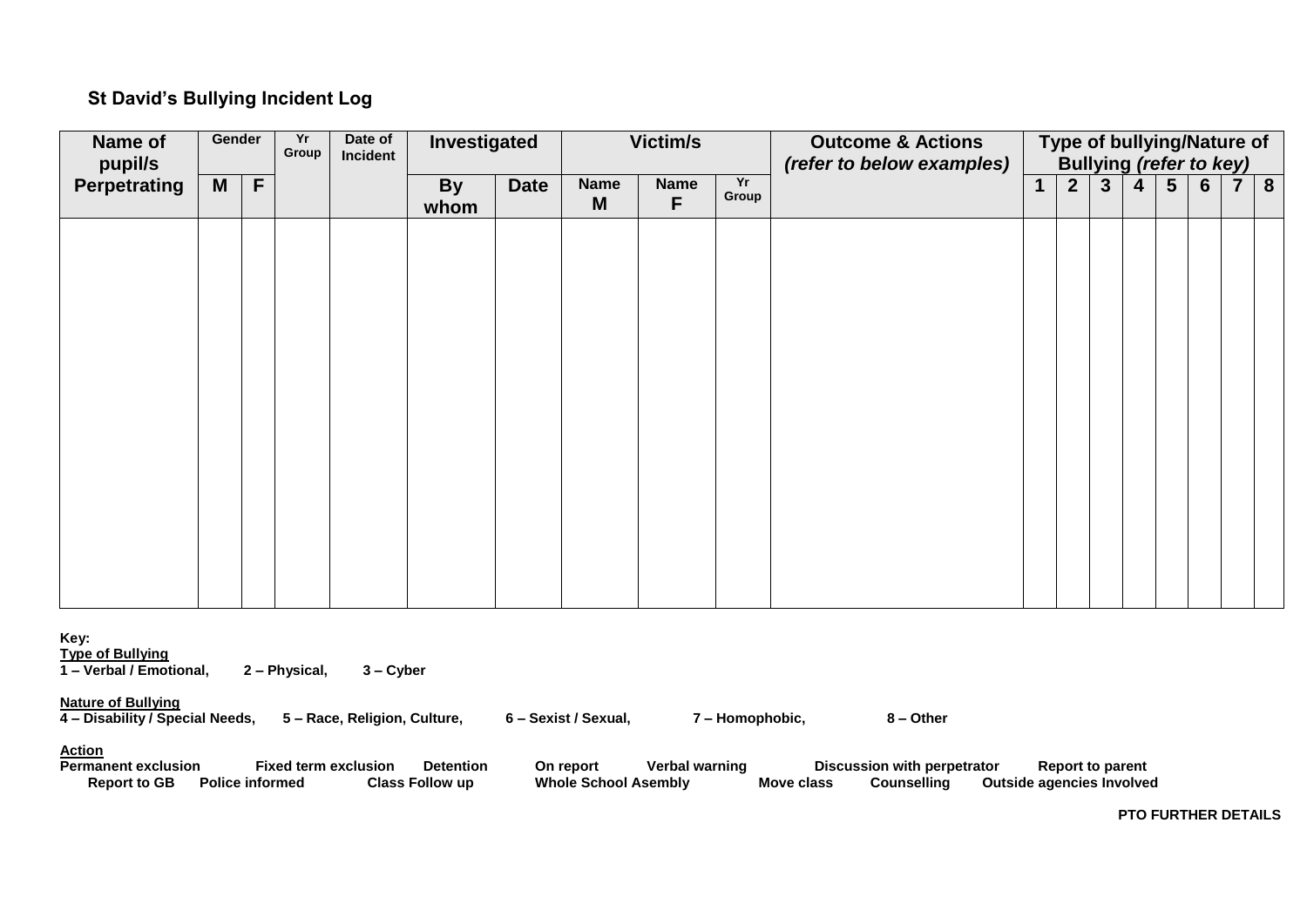## St David's Bullying Incident Log

| Name of pupil/s Perpetrating | Gender | | Yr Group | Date of Incident | Investigated | | Victim/s | | | Outcome & Actions *(refer to below examples)* | Type of bullying/Nature of Bullying *(refer to key)* | | | | | | | |
|---|---|---|---|---|---|---|---|---|---|---|---|---|---|---|---|---|---|---|
| | M | F | | | By whom | Date | Name M | Name F | Yr Group | | 1 | 2 | 3 | 4 | 5 | 6 | 7 | 8 |
| | | | | | | | | | | | | | | | | | | |

**Key:**

**Type of Bullying**

**1 – Verbal / Emotional, 2 – Physical, 3 – Cyber**

**Nature of Bullying**

**4 – Disability / Special Needs, 5 – Race, Religion, Culture, 6 – Sexist / Sexual, 7 – Homophobic, 8 – Other**

**Action**

**Permanent exclusion Fixed term exclusion Detention On report Verbal warning Discussion with perpetrator Report to parent Report to GB Police informed Class Follow up Whole School Asembly Move class Counselling Outside agencies Involved**

**PTO FURTHER DETAILS**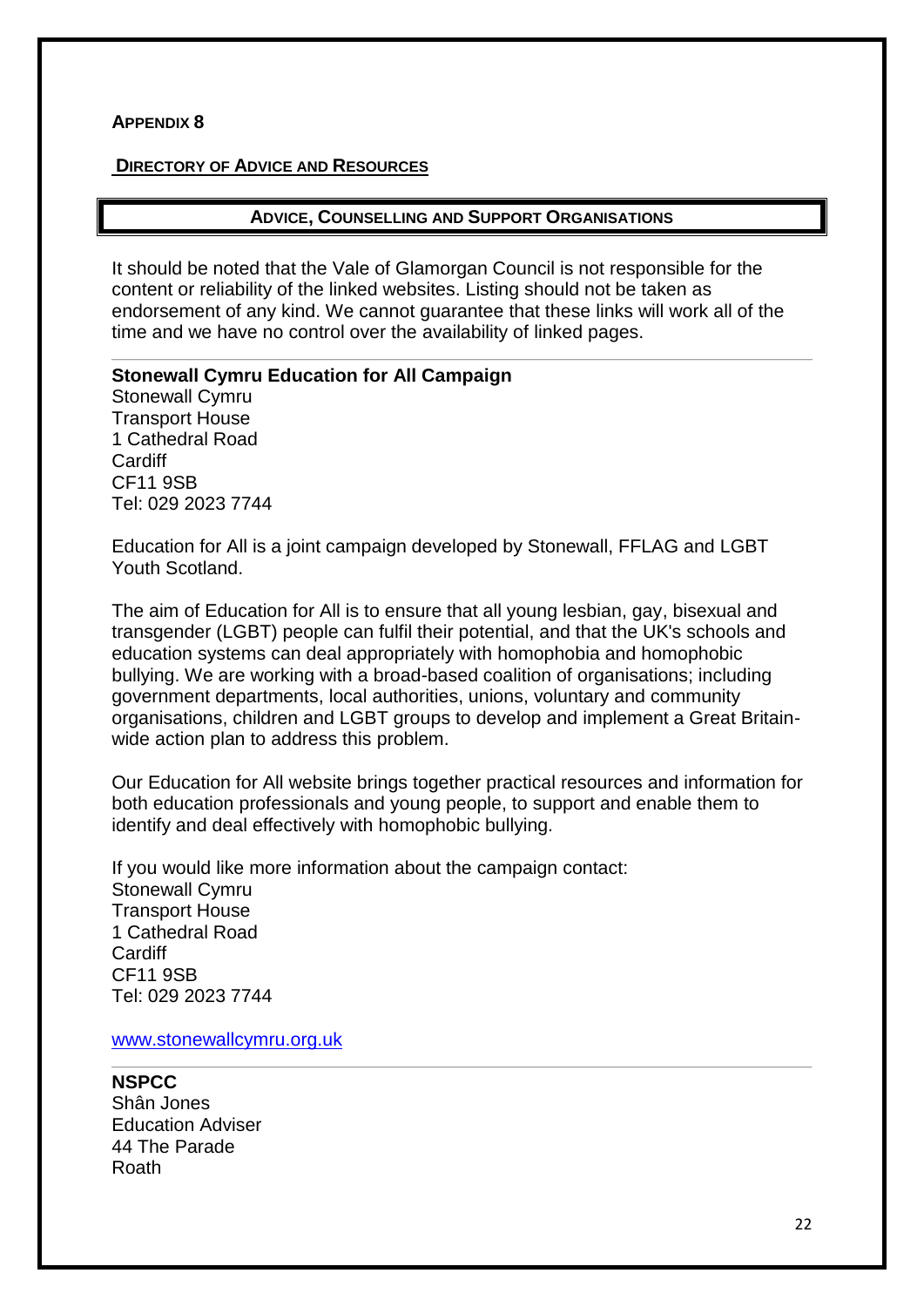**APPENDIX 8**

**DIRECTORY OF ADVICE AND RESOURCES**

## ADVICE, COUNSELLING AND SUPPORT ORGANISATIONS

It should be noted that the Vale of Glamorgan Council is not responsible for the content or reliability of the linked websites. Listing should not be taken as endorsement of any kind. We cannot guarantee that these links will work all of the time and we have no control over the availability of linked pages.

---

**Stonewall Cymru Education for All Campaign**
Stonewall Cymru
Transport House
1 Cathedral Road
Cardiff
CF11 9SB
Tel: 029 2023 7744

Education for All is a joint campaign developed by Stonewall, FFLAG and LGBT Youth Scotland.

The aim of Education for All is to ensure that all young lesbian, gay, bisexual and transgender (LGBT) people can fulfil their potential, and that the UK's schools and education systems can deal appropriately with homophobia and homophobic bullying. We are working with a broad-based coalition of organisations; including government departments, local authorities, unions, voluntary and community organisations, children and LGBT groups to develop and implement a Great Britain-wide action plan to address this problem.

Our Education for All website brings together practical resources and information for both education professionals and young people, to support and enable them to identify and deal effectively with homophobic bullying.

If you would like more information about the campaign contact:
Stonewall Cymru
Transport House
1 Cathedral Road
Cardiff
CF11 9SB
Tel: 029 2023 7744

www.stonewallcymru.org.uk

---

**NSPCC**
Shân Jones
Education Adviser
44 The Parade
Roath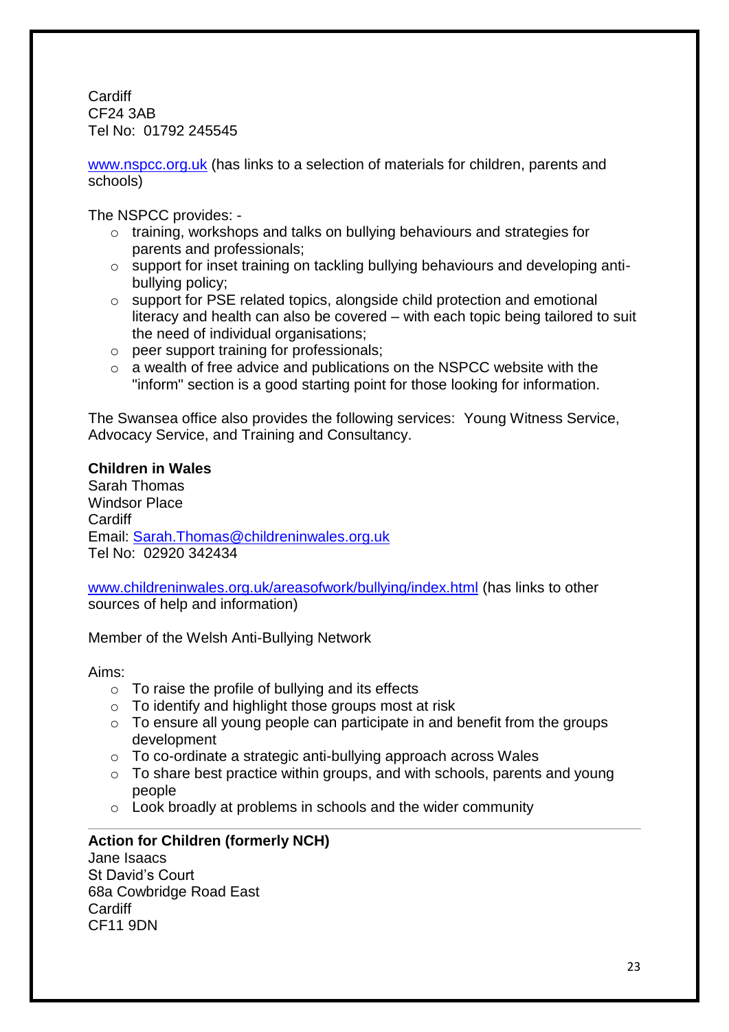Cardiff
CF24 3AB
Tel No: 01792 245545

www.nspcc.org.uk (has links to a selection of materials for children, parents and schools)

The NSPCC provides: -

- training, workshops and talks on bullying behaviours and strategies for parents and professionals;
- support for inset training on tackling bullying behaviours and developing anti-bullying policy;
- support for PSE related topics, alongside child protection and emotional literacy and health can also be covered – with each topic being tailored to suit the need of individual organisations;
- peer support training for professionals;
- a wealth of free advice and publications on the NSPCC website with the "inform" section is a good starting point for those looking for information.

The Swansea office also provides the following services: Young Witness Service, Advocacy Service, and Training and Consultancy.

**Children in Wales**
Sarah Thomas
Windsor Place
Cardiff
Email: Sarah.Thomas@childreninwales.org.uk
Tel No: 02920 342434

www.childreninwales.org.uk/areasofwork/bullying/index.html (has links to other sources of help and information)

Member of the Welsh Anti-Bullying Network

Aims:

- To raise the profile of bullying and its effects
- To identify and highlight those groups most at risk
- To ensure all young people can participate in and benefit from the groups development
- To co-ordinate a strategic anti-bullying approach across Wales
- To share best practice within groups, and with schools, parents and young people
- Look broadly at problems in schools and the wider community

---

**Action for Children (formerly NCH)**
Jane Isaacs
St David's Court
68a Cowbridge Road East
Cardiff
CF11 9DN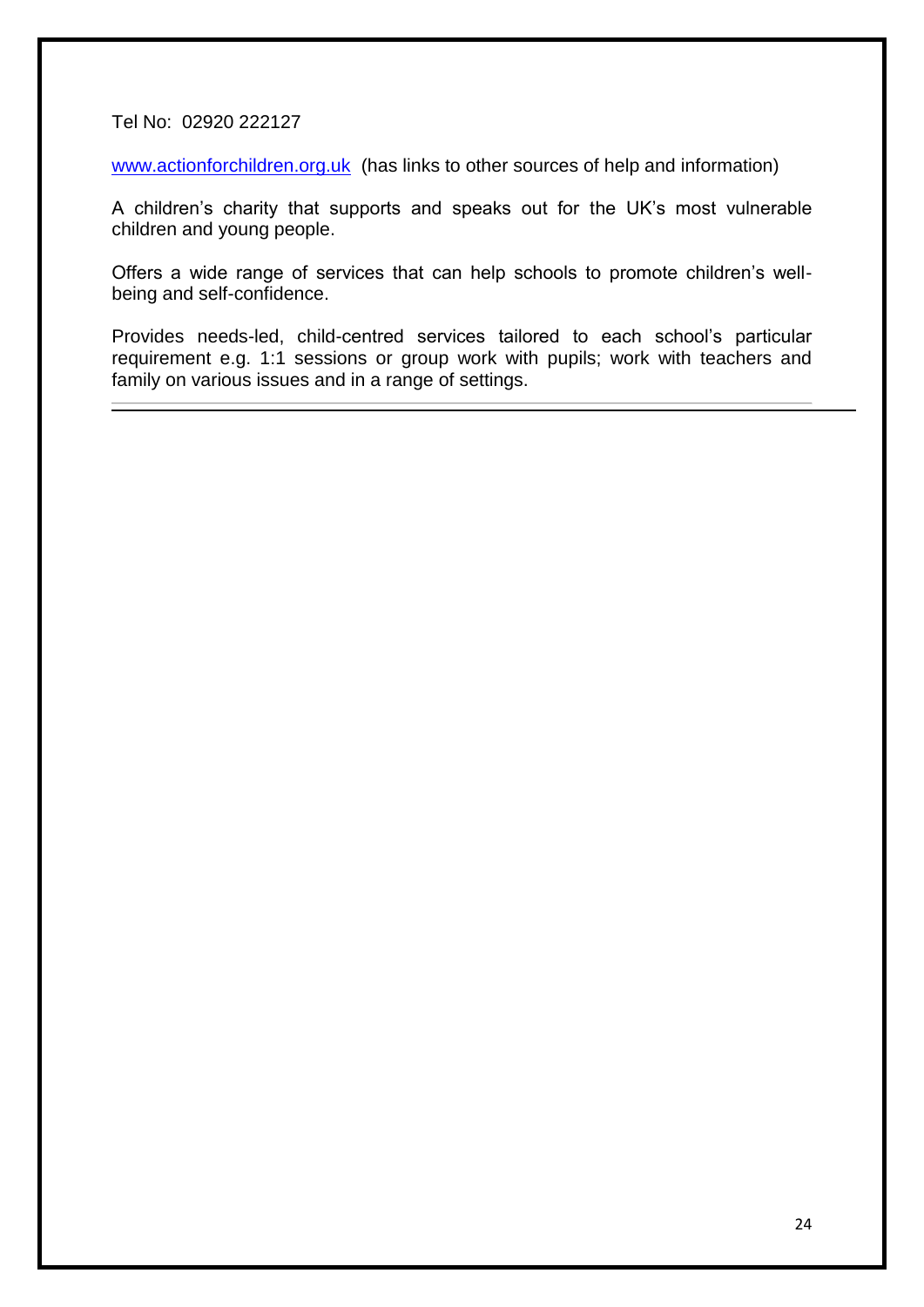Tel No: 02920 222127

www.actionforchildren.org.uk (has links to other sources of help and information)

A children's charity that supports and speaks out for the UK's most vulnerable children and young people.

Offers a wide range of services that can help schools to promote children's well-being and self-confidence.

Provides needs-led, child-centred services tailored to each school's particular requirement e.g. 1:1 sessions or group work with pupils; work with teachers and family on various issues and in a range of settings.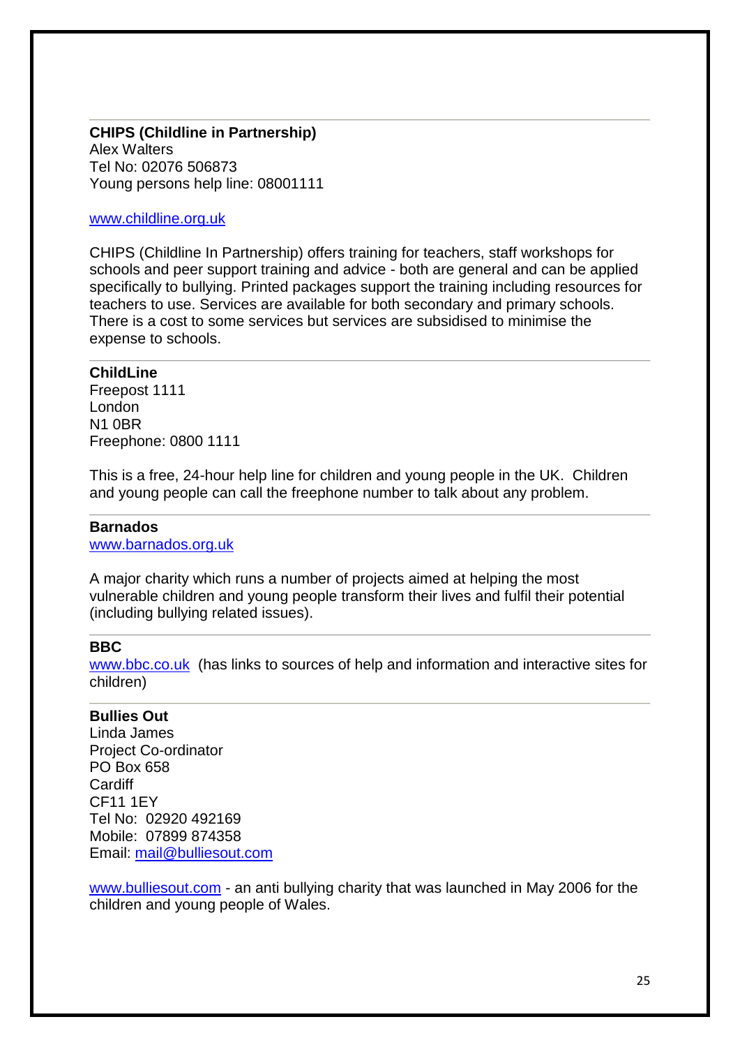---

**CHIPS (Childline in Partnership)**
Alex Walters
Tel No: 02076 506873
Young persons help line: 08001111

www.childline.org.uk

CHIPS (Childline In Partnership) offers training for teachers, staff workshops for schools and peer support training and advice - both are general and can be applied specifically to bullying. Printed packages support the training including resources for teachers to use. Services are available for both secondary and primary schools. There is a cost to some services but services are subsidised to minimise the expense to schools.

---

**ChildLine**
Freepost 1111
London
N1 0BR
Freephone: 0800 1111

This is a free, 24-hour help line for children and young people in the UK. Children and young people can call the freephone number to talk about any problem.

---

**Barnados**
www.barnados.org.uk

A major charity which runs a number of projects aimed at helping the most vulnerable children and young people transform their lives and fulfil their potential (including bullying related issues).

---

**BBC**
www.bbc.co.uk (has links to sources of help and information and interactive sites for children)

---

**Bullies Out**
Linda James
Project Co-ordinator
PO Box 658
Cardiff
CF11 1EY
Tel No: 02920 492169
Mobile: 07899 874358
Email: mail@bulliesout.com

www.bulliesout.com - an anti bullying charity that was launched in May 2006 for the children and young people of Wales.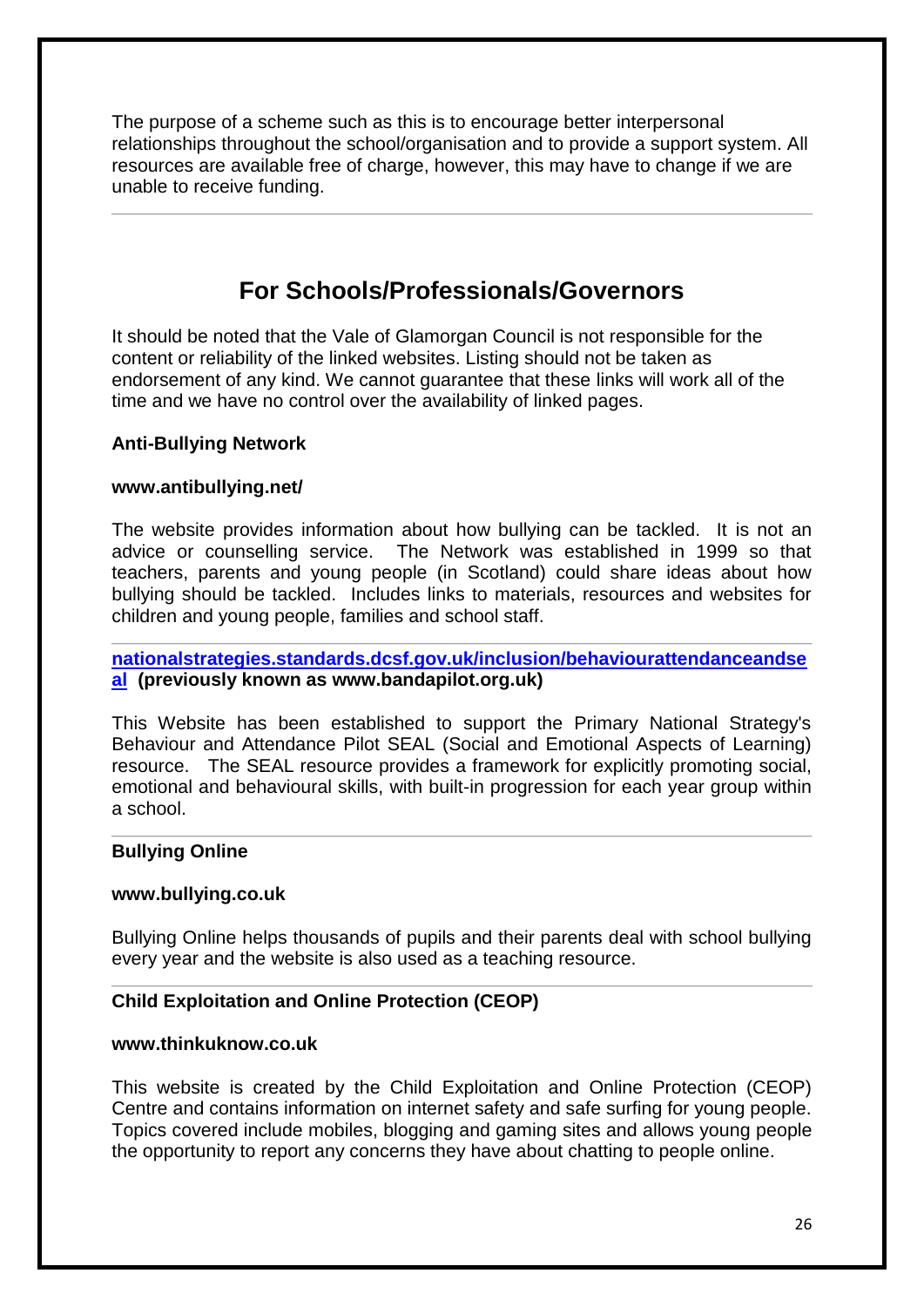The purpose of a scheme such as this is to encourage better interpersonal relationships throughout the school/organisation and to provide a support system. All resources are available free of charge, however, this may have to change if we are unable to receive funding.

---

## For Schools/Professionals/Governors

It should be noted that the Vale of Glamorgan Council is not responsible for the content or reliability of the linked websites. Listing should not be taken as endorsement of any kind. We cannot guarantee that these links will work all of the time and we have no control over the availability of linked pages.

**Anti-Bullying Network**

**www.antibullying.net/**

The website provides information about how bullying can be tackled. It is not an advice or counselling service. The Network was established in 1999 so that teachers, parents and young people (in Scotland) could share ideas about how bullying should be tackled. Includes links to materials, resources and websites for children and young people, families and school staff.

---

**nationalstrategies.standards.dcsf.gov.uk/inclusion/behaviourattendanceandseal (previously known as www.bandapilot.org.uk)**

This Website has been established to support the Primary National Strategy's Behaviour and Attendance Pilot SEAL (Social and Emotional Aspects of Learning) resource. The SEAL resource provides a framework for explicitly promoting social, emotional and behavioural skills, with built-in progression for each year group within a school.

---

**Bullying Online**

**www.bullying.co.uk**

Bullying Online helps thousands of pupils and their parents deal with school bullying every year and the website is also used as a teaching resource.

---

**Child Exploitation and Online Protection (CEOP)**

**www.thinkuknow.co.uk**

This website is created by the Child Exploitation and Online Protection (CEOP) Centre and contains information on internet safety and safe surfing for young people. Topics covered include mobiles, blogging and gaming sites and allows young people the opportunity to report any concerns they have about chatting to people online.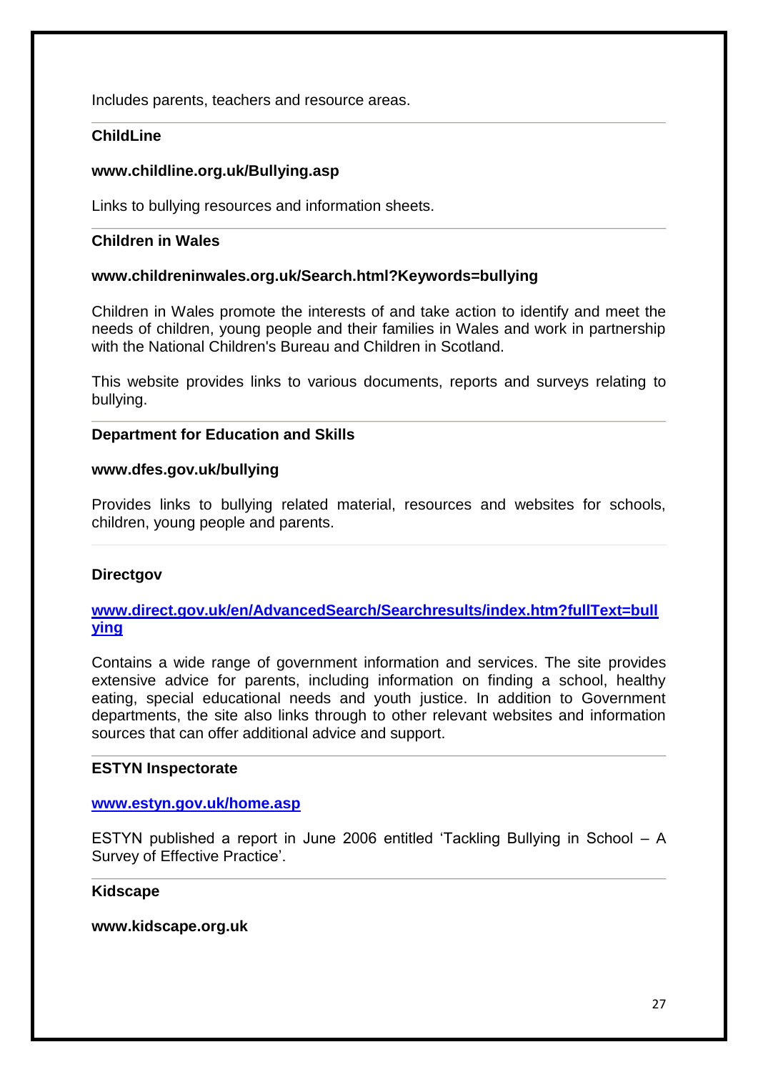Includes parents, teachers and resource areas.

---

**ChildLine**

**www.childline.org.uk/Bullying.asp**

Links to bullying resources and information sheets.

---

**Children in Wales**

**www.childreninwales.org.uk/Search.html?Keywords=bullying**

Children in Wales promote the interests of and take action to identify and meet the needs of children, young people and their families in Wales and work in partnership with the National Children's Bureau and Children in Scotland.

This website provides links to various documents, reports and surveys relating to bullying.

---

**Department for Education and Skills**

**www.dfes.gov.uk/bullying**

Provides links to bullying related material, resources and websites for schools, children, young people and parents.

---

**Directgov**

**[www.direct.gov.uk/en/AdvancedSearch/Searchresults/index.htm?fullText=bullying](www.direct.gov.uk/en/AdvancedSearch/Searchresults/index.htm?fullText=bullying)**

Contains a wide range of government information and services. The site provides extensive advice for parents, including information on finding a school, healthy eating, special educational needs and youth justice. In addition to Government departments, the site also links through to other relevant websites and information sources that can offer additional advice and support.

---

**ESTYN Inspectorate**

**[www.estyn.gov.uk/home.asp](www.estyn.gov.uk/home.asp)**

ESTYN published a report in June 2006 entitled 'Tackling Bullying in School – A Survey of Effective Practice'.

---

**Kidscape**

**www.kidscape.org.uk**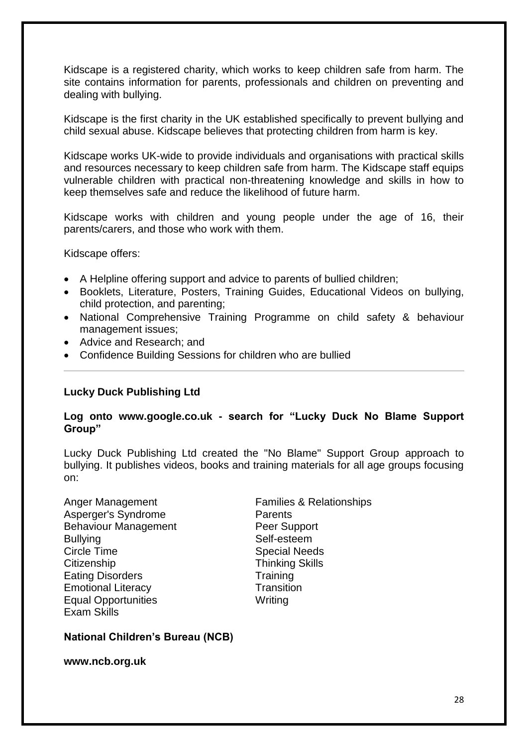Kidscape is a registered charity, which works to keep children safe from harm. The site contains information for parents, professionals and children on preventing and dealing with bullying.

Kidscape is the first charity in the UK established specifically to prevent bullying and child sexual abuse. Kidscape believes that protecting children from harm is key.

Kidscape works UK-wide to provide individuals and organisations with practical skills and resources necessary to keep children safe from harm. The Kidscape staff equips vulnerable children with practical non-threatening knowledge and skills in how to keep themselves safe and reduce the likelihood of future harm.

Kidscape works with children and young people under the age of 16, their parents/carers, and those who work with them.

Kidscape offers:

- A Helpline offering support and advice to parents of bullied children;
- Booklets, Literature, Posters, Training Guides, Educational Videos on bullying, child protection, and parenting;
- National Comprehensive Training Programme on child safety & behaviour management issues;
- Advice and Research; and
- Confidence Building Sessions for children who are bullied

---

**Lucky Duck Publishing Ltd**

**Log onto www.google.co.uk - search for "Lucky Duck No Blame Support Group"**

Lucky Duck Publishing Ltd created the "No Blame" Support Group approach to bullying. It publishes videos, books and training materials for all age groups focusing on:

Anger Management
Asperger's Syndrome
Behaviour Management
Bullying
Circle Time
Citizenship
Eating Disorders
Emotional Literacy
Equal Opportunities
Exam Skills
Families & Relationships
Parents
Peer Support
Self-esteem
Special Needs
Thinking Skills
Training
Transition
Writing

**National Children's Bureau (NCB)**

**www.ncb.org.uk**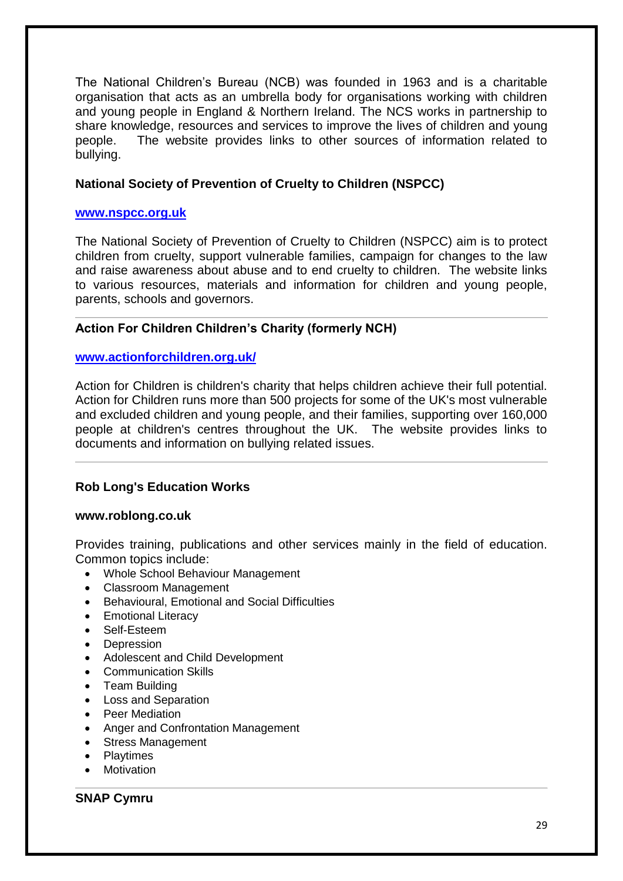The National Children's Bureau (NCB) was founded in 1963 and is a charitable organisation that acts as an umbrella body for organisations working with children and young people in England & Northern Ireland. The NCS works in partnership to share knowledge, resources and services to improve the lives of children and young people. The website provides links to other sources of information related to bullying.

**National Society of Prevention of Cruelty to Children (NSPCC)**

**[www.nspcc.org.uk](www.nspcc.org.uk)**

The National Society of Prevention of Cruelty to Children (NSPCC) aim is to protect children from cruelty, support vulnerable families, campaign for changes to the law and raise awareness about abuse and to end cruelty to children. The website links to various resources, materials and information for children and young people, parents, schools and governors.

---

**Action For Children Children's Charity (formerly NCH)**

**[www.actionforchildren.org.uk/](www.actionforchildren.org.uk/)**

Action for Children is children's charity that helps children achieve their full potential. Action for Children runs more than 500 projects for some of the UK's most vulnerable and excluded children and young people, and their families, supporting over 160,000 people at children's centres throughout the UK. The website provides links to documents and information on bullying related issues.

---

**Rob Long's Education Works**

**www.roblong.co.uk**

Provides training, publications and other services mainly in the field of education. Common topics include:

- Whole School Behaviour Management
- Classroom Management
- Behavioural, Emotional and Social Difficulties
- Emotional Literacy
- Self-Esteem
- Depression
- Adolescent and Child Development
- Communication Skills
- Team Building
- Loss and Separation
- Peer Mediation
- Anger and Confrontation Management
- Stress Management
- Playtimes
- Motivation

---

**SNAP Cymru**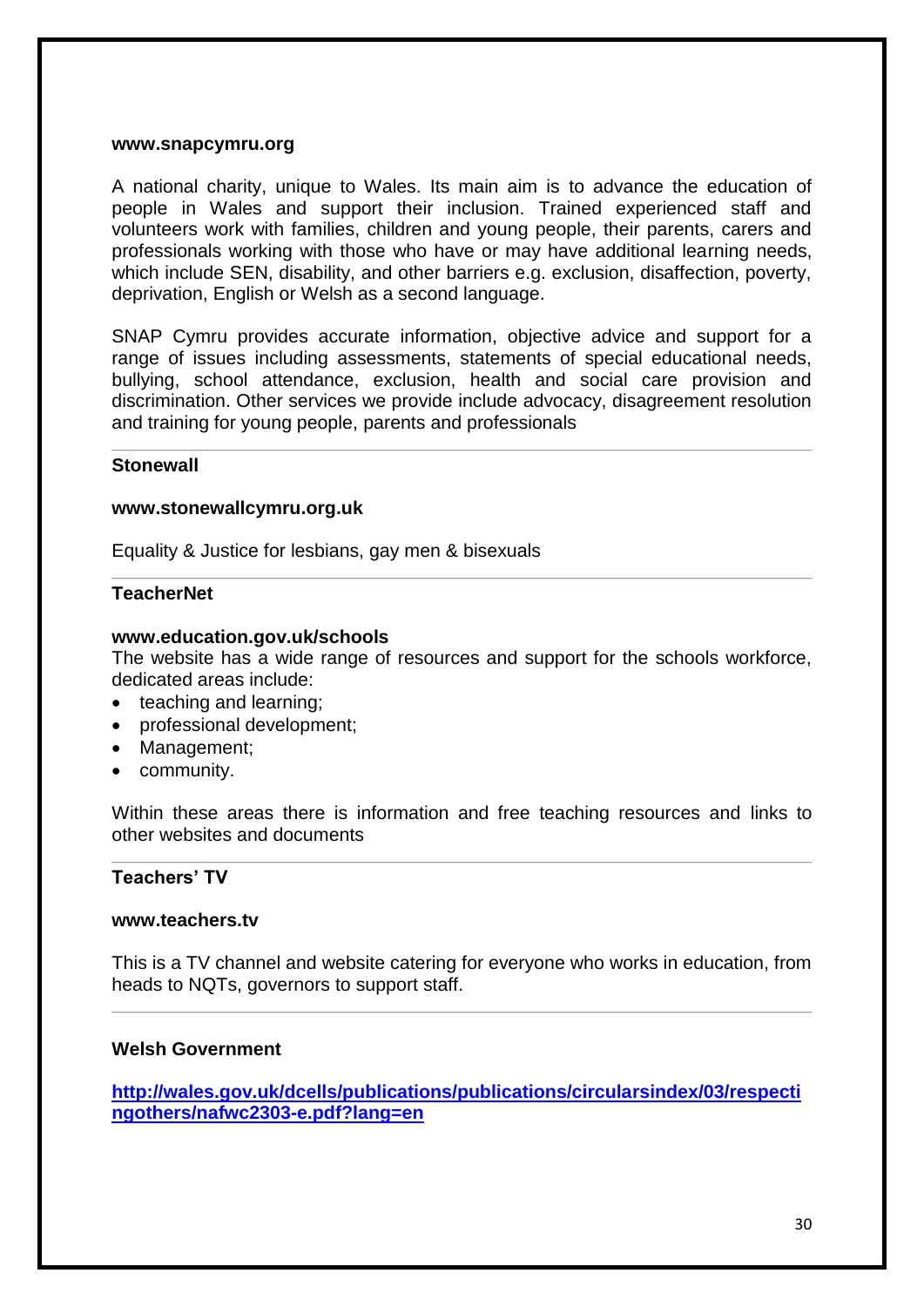**www.snapcymru.org**

A national charity, unique to Wales. Its main aim is to advance the education of people in Wales and support their inclusion. Trained experienced staff and volunteers work with families, children and young people, their parents, carers and professionals working with those who have or may have additional learning needs, which include SEN, disability, and other barriers e.g. exclusion, disaffection, poverty, deprivation, English or Welsh as a second language.

SNAP Cymru provides accurate information, objective advice and support for a range of issues including assessments, statements of special educational needs, bullying, school attendance, exclusion, health and social care provision and discrimination. Other services we provide include advocacy, disagreement resolution and training for young people, parents and professionals

---

**Stonewall**

**www.stonewallcymru.org.uk**

Equality & Justice for lesbians, gay men & bisexuals

---

**TeacherNet**

**www.education.gov.uk/schools**

The website has a wide range of resources and support for the schools workforce, dedicated areas include:

- teaching and learning;
- professional development;
- Management;
- community.

Within these areas there is information and free teaching resources and links to other websites and documents

---

**Teachers' TV**

**www.teachers.tv**

This is a TV channel and website catering for everyone who works in education, from heads to NQTs, governors to support staff.

---

**Welsh Government**

**http://wales.gov.uk/dcells/publications/publications/circularsindex/03/respectingothers/nafwc2303-e.pdf?lang=en**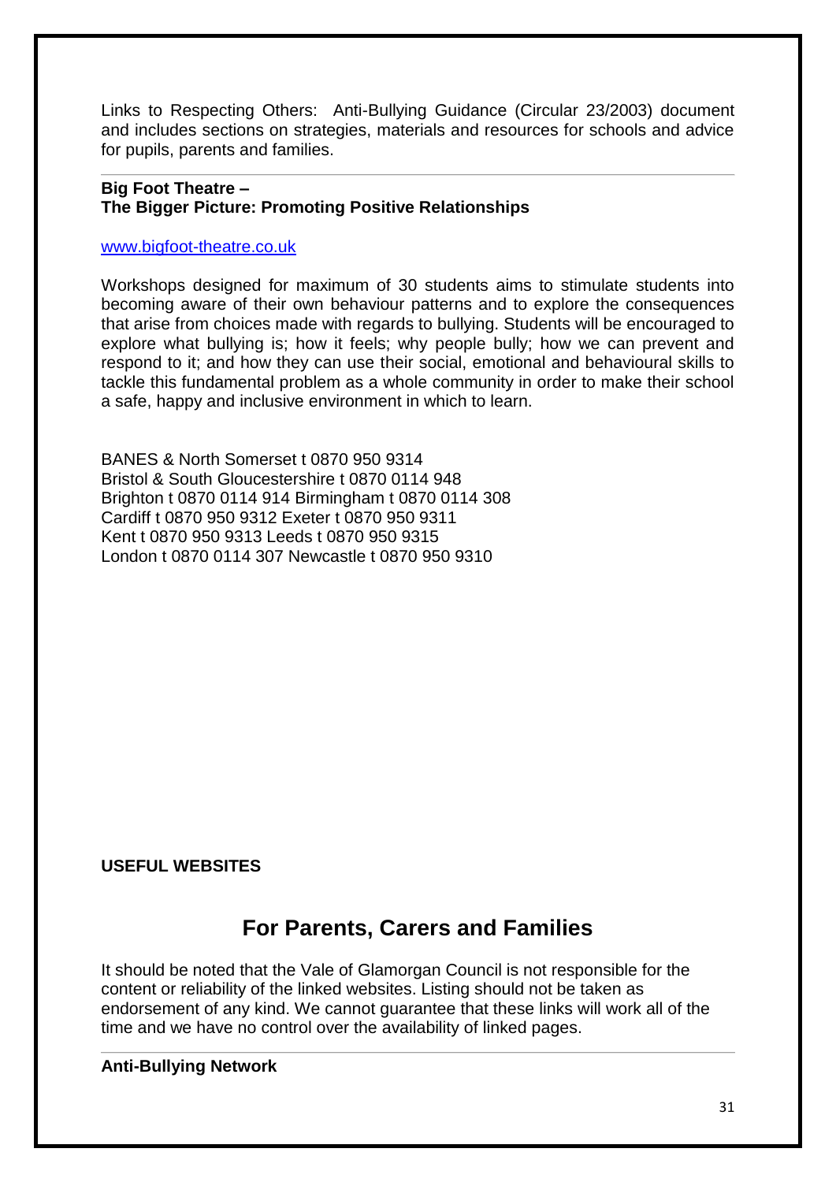Links to Respecting Others: Anti-Bullying Guidance (Circular 23/2003) document and includes sections on strategies, materials and resources for schools and advice for pupils, parents and families.

---

**Big Foot Theatre –**
**The Bigger Picture: Promoting Positive Relationships**

www.bigfoot-theatre.co.uk

Workshops designed for maximum of 30 students aims to stimulate students into becoming aware of their own behaviour patterns and to explore the consequences that arise from choices made with regards to bullying. Students will be encouraged to explore what bullying is; how it feels; why people bully; how we can prevent and respond to it; and how they can use their social, emotional and behavioural skills to tackle this fundamental problem as a whole community in order to make their school a safe, happy and inclusive environment in which to learn.

BANES & North Somerset t 0870 950 9314
Bristol & South Gloucestershire t 0870 0114 948
Brighton t 0870 0114 914 Birmingham t 0870 0114 308
Cardiff t 0870 950 9312 Exeter t 0870 950 9311
Kent t 0870 950 9313 Leeds t 0870 950 9315
London t 0870 0114 307 Newcastle t 0870 950 9310

**USEFUL WEBSITES**

## For Parents, Carers and Families

It should be noted that the Vale of Glamorgan Council is not responsible for the content or reliability of the linked websites. Listing should not be taken as endorsement of any kind. We cannot guarantee that these links will work all of the time and we have no control over the availability of linked pages.

---

**Anti-Bullying Network**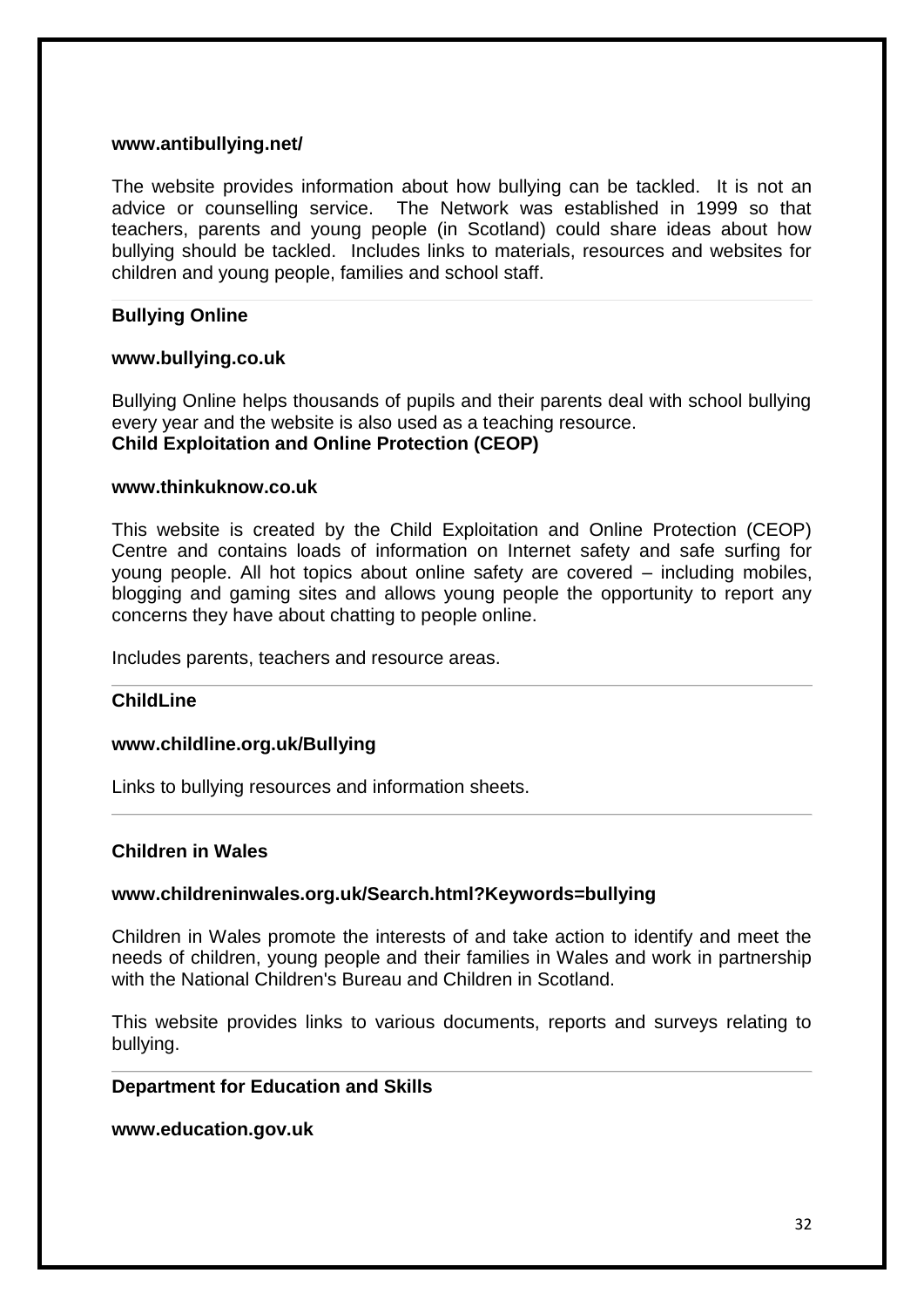**www.antibullying.net/**

The website provides information about how bullying can be tackled. It is not an advice or counselling service. The Network was established in 1999 so that teachers, parents and young people (in Scotland) could share ideas about how bullying should be tackled. Includes links to materials, resources and websites for children and young people, families and school staff.

---

**Bullying Online**

**www.bullying.co.uk**

Bullying Online helps thousands of pupils and their parents deal with school bullying every year and the website is also used as a teaching resource.

**Child Exploitation and Online Protection (CEOP)**

**www.thinkuknow.co.uk**

This website is created by the Child Exploitation and Online Protection (CEOP) Centre and contains loads of information on Internet safety and safe surfing for young people. All hot topics about online safety are covered – including mobiles, blogging and gaming sites and allows young people the opportunity to report any concerns they have about chatting to people online.

Includes parents, teachers and resource areas.

---

**ChildLine**

**www.childline.org.uk/Bullying**

Links to bullying resources and information sheets.

---

**Children in Wales**

**www.childreninwales.org.uk/Search.html?Keywords=bullying**

Children in Wales promote the interests of and take action to identify and meet the needs of children, young people and their families in Wales and work in partnership with the National Children's Bureau and Children in Scotland.

This website provides links to various documents, reports and surveys relating to bullying.

---

**Department for Education and Skills**

**www.education.gov.uk**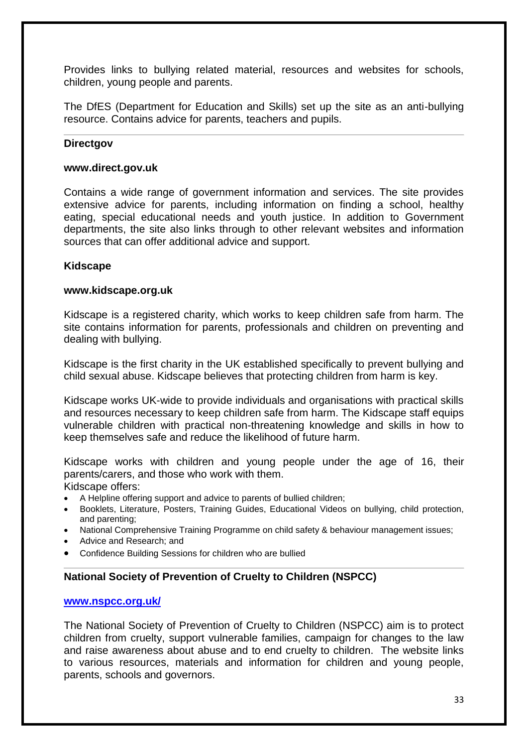Provides links to bullying related material, resources and websites for schools, children, young people and parents.

The DfES (Department for Education and Skills) set up the site as an anti-bullying resource. Contains advice for parents, teachers and pupils.

---

**Directgov**

**www.direct.gov.uk**

Contains a wide range of government information and services. The site provides extensive advice for parents, including information on finding a school, healthy eating, special educational needs and youth justice. In addition to Government departments, the site also links through to other relevant websites and information sources that can offer additional advice and support.

**Kidscape**

**www.kidscape.org.uk**

Kidscape is a registered charity, which works to keep children safe from harm. The site contains information for parents, professionals and children on preventing and dealing with bullying.

Kidscape is the first charity in the UK established specifically to prevent bullying and child sexual abuse. Kidscape believes that protecting children from harm is key.

Kidscape works UK-wide to provide individuals and organisations with practical skills and resources necessary to keep children safe from harm. The Kidscape staff equips vulnerable children with practical non-threatening knowledge and skills in how to keep themselves safe and reduce the likelihood of future harm.

Kidscape works with children and young people under the age of 16, their parents/carers, and those who work with them.
Kidscape offers:

- A Helpline offering support and advice to parents of bullied children;
- Booklets, Literature, Posters, Training Guides, Educational Videos on bullying, child protection, and parenting;
- National Comprehensive Training Programme on child safety & behaviour management issues;
- Advice and Research; and
- Confidence Building Sessions for children who are bullied

---

**National Society of Prevention of Cruelty to Children (NSPCC)**

**[www.nspcc.org.uk/](http://www.nspcc.org.uk/)**

The National Society of Prevention of Cruelty to Children (NSPCC) aim is to protect children from cruelty, support vulnerable families, campaign for changes to the law and raise awareness about abuse and to end cruelty to children. The website links to various resources, materials and information for children and young people, parents, schools and governors.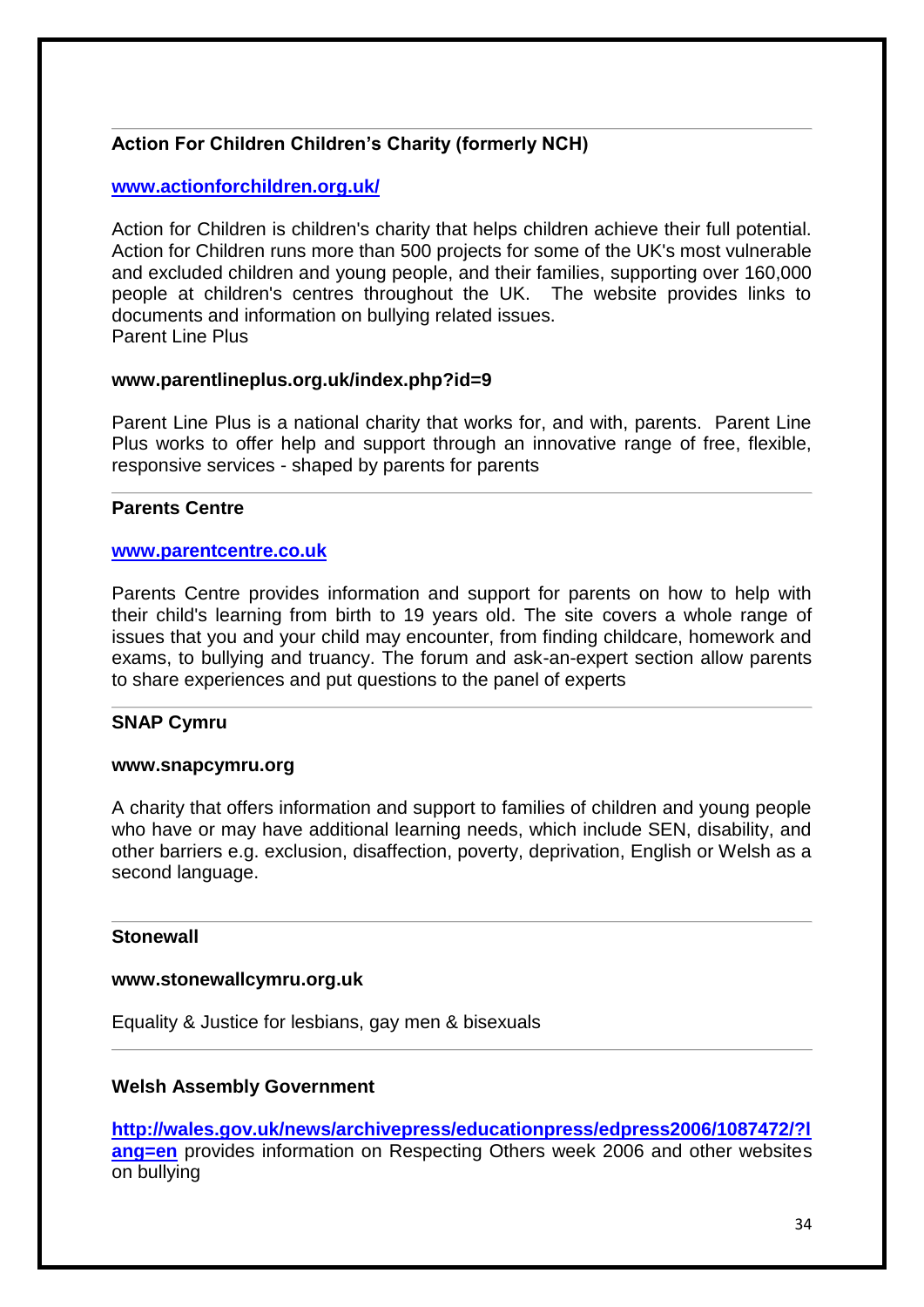---

**Action For Children Children's Charity (formerly NCH)**

**[www.actionforchildren.org.uk/](http://www.actionforchildren.org.uk/)**

Action for Children is children's charity that helps children achieve their full potential. Action for Children runs more than 500 projects for some of the UK's most vulnerable and excluded children and young people, and their families, supporting over 160,000 people at children's centres throughout the UK. The website provides links to documents and information on bullying related issues.
Parent Line Plus

**www.parentlineplus.org.uk/index.php?id=9**

Parent Line Plus is a national charity that works for, and with, parents. Parent Line Plus works to offer help and support through an innovative range of free, flexible, responsive services - shaped by parents for parents

---

**Parents Centre**

**[www.parentcentre.co.uk](http://www.parentcentre.co.uk)**

Parents Centre provides information and support for parents on how to help with their child's learning from birth to 19 years old. The site covers a whole range of issues that you and your child may encounter, from finding childcare, homework and exams, to bullying and truancy. The forum and ask-an-expert section allow parents to share experiences and put questions to the panel of experts

---

**SNAP Cymru**

**www.snapcymru.org**

A charity that offers information and support to families of children and young people who have or may have additional learning needs, which include SEN, disability, and other barriers e.g. exclusion, disaffection, poverty, deprivation, English or Welsh as a second language.

---

**Stonewall**

**www.stonewallcymru.org.uk**

Equality & Justice for lesbians, gay men & bisexuals

---

**Welsh Assembly Government**

**[http://wales.gov.uk/news/archivepress/educationpress/edpress2006/1087472/?lang=en](http://wales.gov.uk/news/archivepress/educationpress/edpress2006/1087472/?lang=en)** provides information on Respecting Others week 2006 and other websites on bullying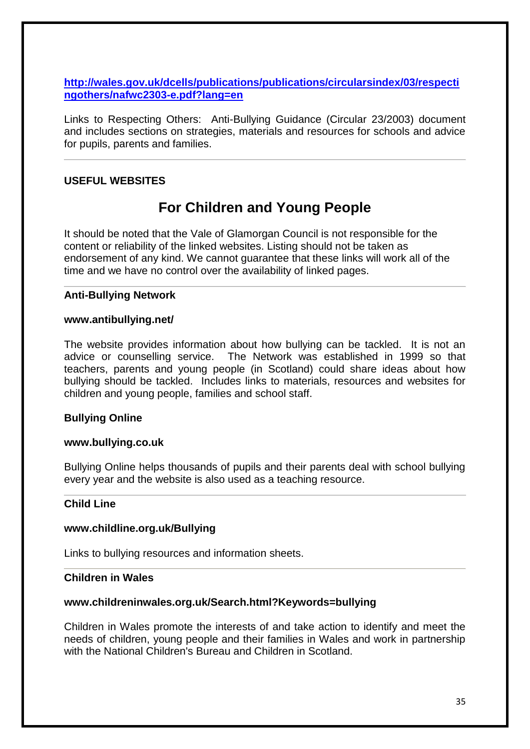[http://wales.gov.uk/dcells/publications/publications/circularsindex/03/respectingothers/nafwc2303-e.pdf?lang=en](http://wales.gov.uk/dcells/publications/publications/circularsindex/03/respectingothers/nafwc2303-e.pdf?lang=en)

Links to Respecting Others: Anti-Bullying Guidance (Circular 23/2003) document and includes sections on strategies, materials and resources for schools and advice for pupils, parents and families.

---

**USEFUL WEBSITES**

## For Children and Young People

It should be noted that the Vale of Glamorgan Council is not responsible for the content or reliability of the linked websites. Listing should not be taken as endorsement of any kind. We cannot guarantee that these links will work all of the time and we have no control over the availability of linked pages.

---

**Anti-Bullying Network**

**www.antibullying.net/**

The website provides information about how bullying can be tackled. It is not an advice or counselling service. The Network was established in 1999 so that teachers, parents and young people (in Scotland) could share ideas about how bullying should be tackled. Includes links to materials, resources and websites for children and young people, families and school staff.

**Bullying Online**

**www.bullying.co.uk**

Bullying Online helps thousands of pupils and their parents deal with school bullying every year and the website is also used as a teaching resource.

---

**Child Line**

**www.childline.org.uk/Bullying**

Links to bullying resources and information sheets.

---

**Children in Wales**

**www.childreninwales.org.uk/Search.html?Keywords=bullying**

Children in Wales promote the interests of and take action to identify and meet the needs of children, young people and their families in Wales and work in partnership with the National Children's Bureau and Children in Scotland.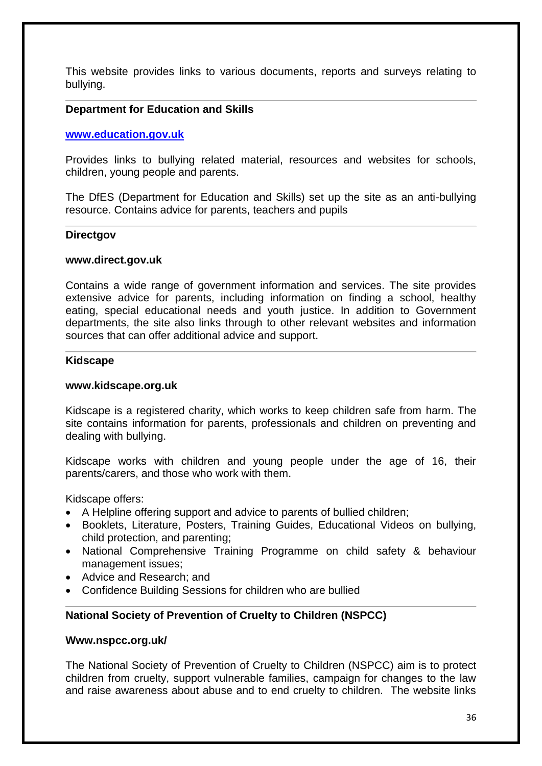This website provides links to various documents, reports and surveys relating to bullying.

---

**Department for Education and Skills**

**[www.education.gov.uk](http://www.education.gov.uk)**

Provides links to bullying related material, resources and websites for schools, children, young people and parents.

The DfES (Department for Education and Skills) set up the site as an anti-bullying resource. Contains advice for parents, teachers and pupils

---

**Directgov**

**www.direct.gov.uk**

Contains a wide range of government information and services. The site provides extensive advice for parents, including information on finding a school, healthy eating, special educational needs and youth justice. In addition to Government departments, the site also links through to other relevant websites and information sources that can offer additional advice and support.

---

**Kidscape**

**www.kidscape.org.uk**

Kidscape is a registered charity, which works to keep children safe from harm. The site contains information for parents, professionals and children on preventing and dealing with bullying.

Kidscape works with children and young people under the age of 16, their parents/carers, and those who work with them.

Kidscape offers:

- A Helpline offering support and advice to parents of bullied children;
- Booklets, Literature, Posters, Training Guides, Educational Videos on bullying, child protection, and parenting;
- National Comprehensive Training Programme on child safety & behaviour management issues;
- Advice and Research; and
- Confidence Building Sessions for children who are bullied

---

**National Society of Prevention of Cruelty to Children (NSPCC)**

**Www.nspcc.org.uk/**

The National Society of Prevention of Cruelty to Children (NSPCC) aim is to protect children from cruelty, support vulnerable families, campaign for changes to the law and raise awareness about abuse and to end cruelty to children. The website links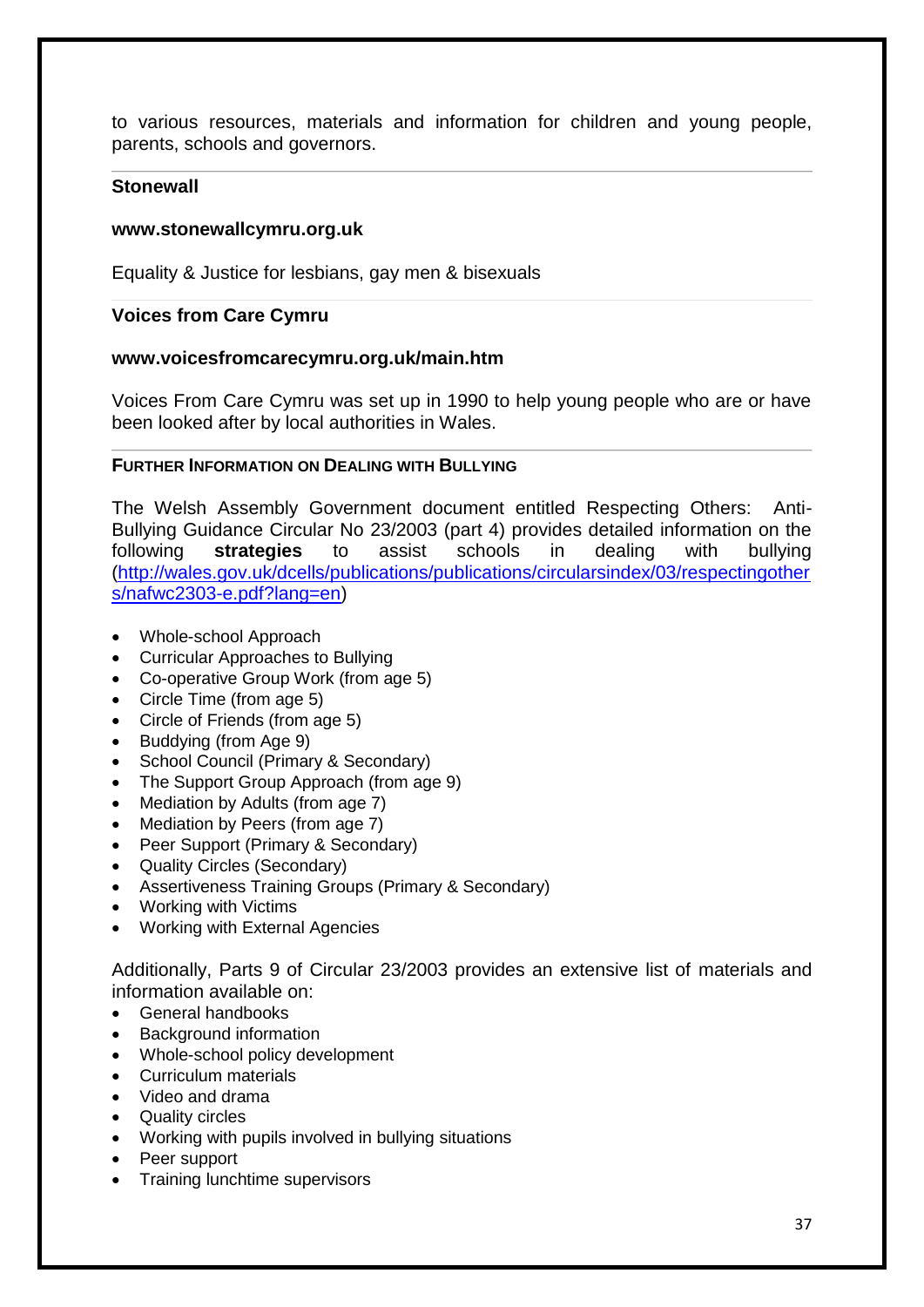to various resources, materials and information for children and young people, parents, schools and governors.

---

**Stonewall**

**www.stonewallcymru.org.uk**

Equality & Justice for lesbians, gay men & bisexuals

---

**Voices from Care Cymru**

**www.voicesfromcarecymru.org.uk/main.htm**

Voices From Care Cymru was set up in 1990 to help young people who are or have been looked after by local authorities in Wales.

---

**FURTHER INFORMATION ON DEALING WITH BULLYING**

The Welsh Assembly Government document entitled Respecting Others: Anti-Bullying Guidance Circular No 23/2003 (part 4) provides detailed information on the following **strategies** to assist schools in dealing with bullying (http://wales.gov.uk/dcells/publications/publications/circularsindex/03/respectingothers/nafwc2303-e.pdf?lang=en)

- Whole-school Approach
- Curricular Approaches to Bullying
- Co-operative Group Work (from age 5)
- Circle Time (from age 5)
- Circle of Friends (from age 5)
- Buddying (from Age 9)
- School Council (Primary & Secondary)
- The Support Group Approach (from age 9)
- Mediation by Adults (from age 7)
- Mediation by Peers (from age 7)
- Peer Support (Primary & Secondary)
- Quality Circles (Secondary)
- Assertiveness Training Groups (Primary & Secondary)
- Working with Victims
- Working with External Agencies

Additionally, Parts 9 of Circular 23/2003 provides an extensive list of materials and information available on:

- General handbooks
- Background information
- Whole-school policy development
- Curriculum materials
- Video and drama
- Quality circles
- Working with pupils involved in bullying situations
- Peer support
- Training lunchtime supervisors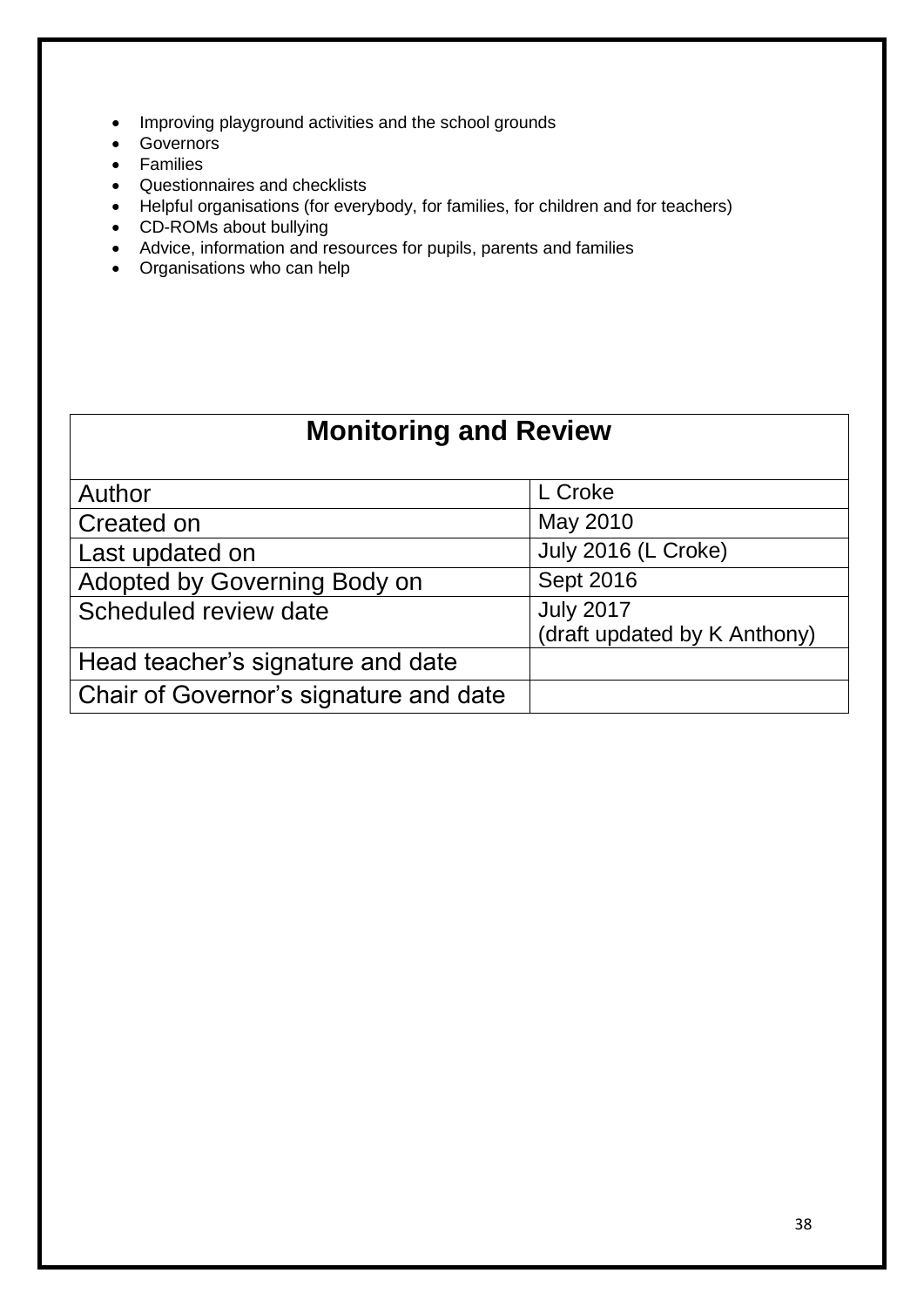- Improving playground activities and the school grounds
- Governors
- Families
- Questionnaires and checklists
- Helpful organisations (for everybody, for families, for children and for teachers)
- CD-ROMs about bullying
- Advice, information and resources for pupils, parents and families
- Organisations who can help

| **Monitoring and Review** | |
|---|---|
| Author | L Croke |
| Created on | May 2010 |
| Last updated on | July 2016 (L Croke) |
| Adopted by Governing Body on | Sept 2016 |
| Scheduled review date | July 2017<br>(draft updated by K Anthony) |
| Head teacher's signature and date | |
| Chair of Governor's signature and date | |